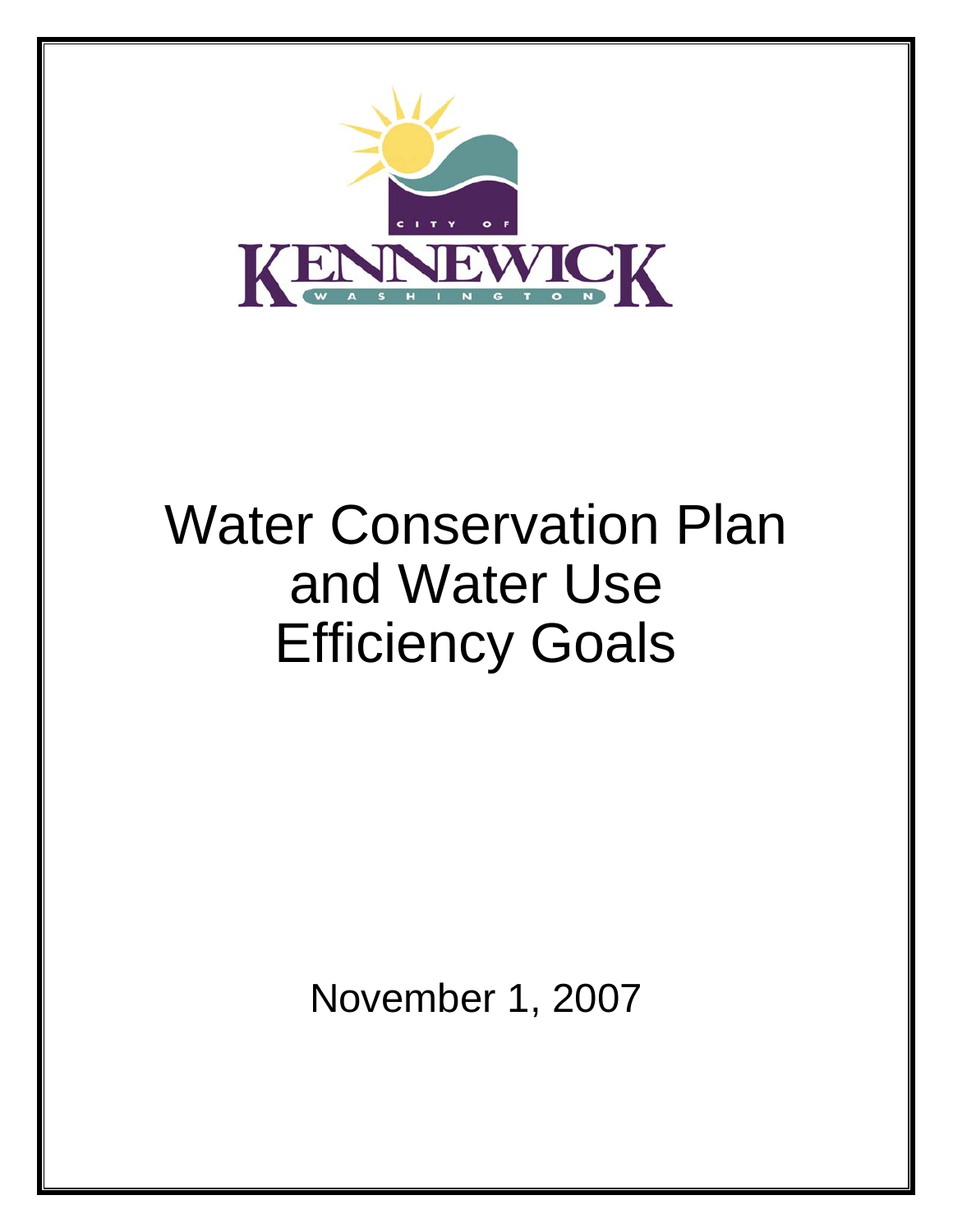CITY OF KENNEWICK WASHINGTON

# Water Conservation Plan and Water Use Efficiency Goals

November 1, 2007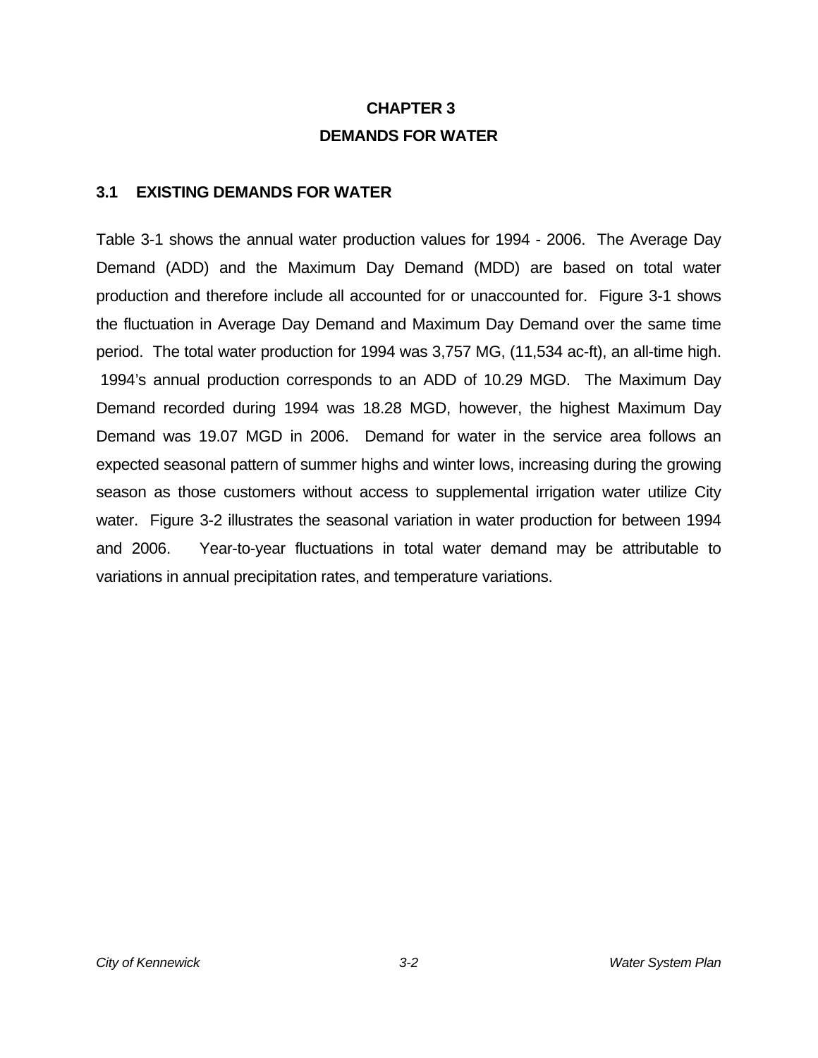# CHAPTER 3
# DEMANDS FOR WATER

## 3.1 EXISTING DEMANDS FOR WATER

Table 3-1 shows the annual water production values for 1994 - 2006. The Average Day Demand (ADD) and the Maximum Day Demand (MDD) are based on total water production and therefore include all accounted for or unaccounted for. Figure 3-1 shows the fluctuation in Average Day Demand and Maximum Day Demand over the same time period. The total water production for 1994 was 3,757 MG, (11,534 ac-ft), an all-time high. 1994's annual production corresponds to an ADD of 10.29 MGD. The Maximum Day Demand recorded during 1994 was 18.28 MGD, however, the highest Maximum Day Demand was 19.07 MGD in 2006. Demand for water in the service area follows an expected seasonal pattern of summer highs and winter lows, increasing during the growing season as those customers without access to supplemental irrigation water utilize City water. Figure 3-2 illustrates the seasonal variation in water production for between 1994 and 2006. Year-to-year fluctuations in total water demand may be attributable to variations in annual precipitation rates, and temperature variations.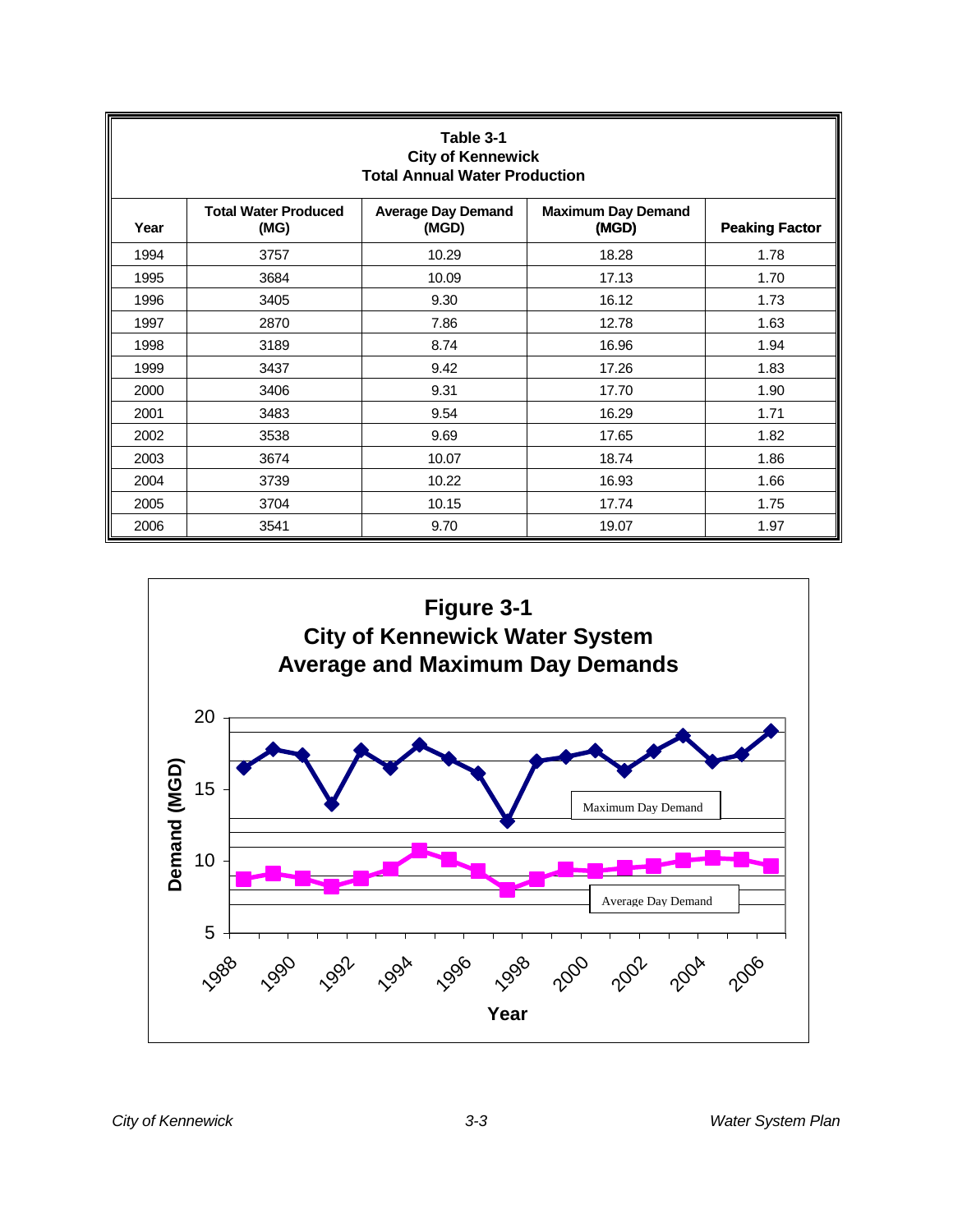**Table 3-1**
**City of Kennewick**
**Total Annual Water Production**

| Year | Total Water Produced (MG) | Average Day Demand (MGD) | Maximum Day Demand (MGD) | Peaking Factor |
|---|---|---|---|---|
| 1994 | 3757 | 10.29 | 18.28 | 1.78 |
| 1995 | 3684 | 10.09 | 17.13 | 1.70 |
| 1996 | 3405 | 9.30 | 16.12 | 1.73 |
| 1997 | 2870 | 7.86 | 12.78 | 1.63 |
| 1998 | 3189 | 8.74 | 16.96 | 1.94 |
| 1999 | 3437 | 9.42 | 17.26 | 1.83 |
| 2000 | 3406 | 9.31 | 17.70 | 1.90 |
| 2001 | 3483 | 9.54 | 16.29 | 1.71 |
| 2002 | 3538 | 9.69 | 17.65 | 1.82 |
| 2003 | 3674 | 10.07 | 18.74 | 1.86 |
| 2004 | 3739 | 10.22 | 16.93 | 1.66 |
| 2005 | 3704 | 10.15 | 17.74 | 1.75 |
| 2006 | 3541 | 9.70 | 19.07 | 1.97 |

**Figure 3-1**
**City of Kennewick Water System**
**Average and Maximum Day Demands**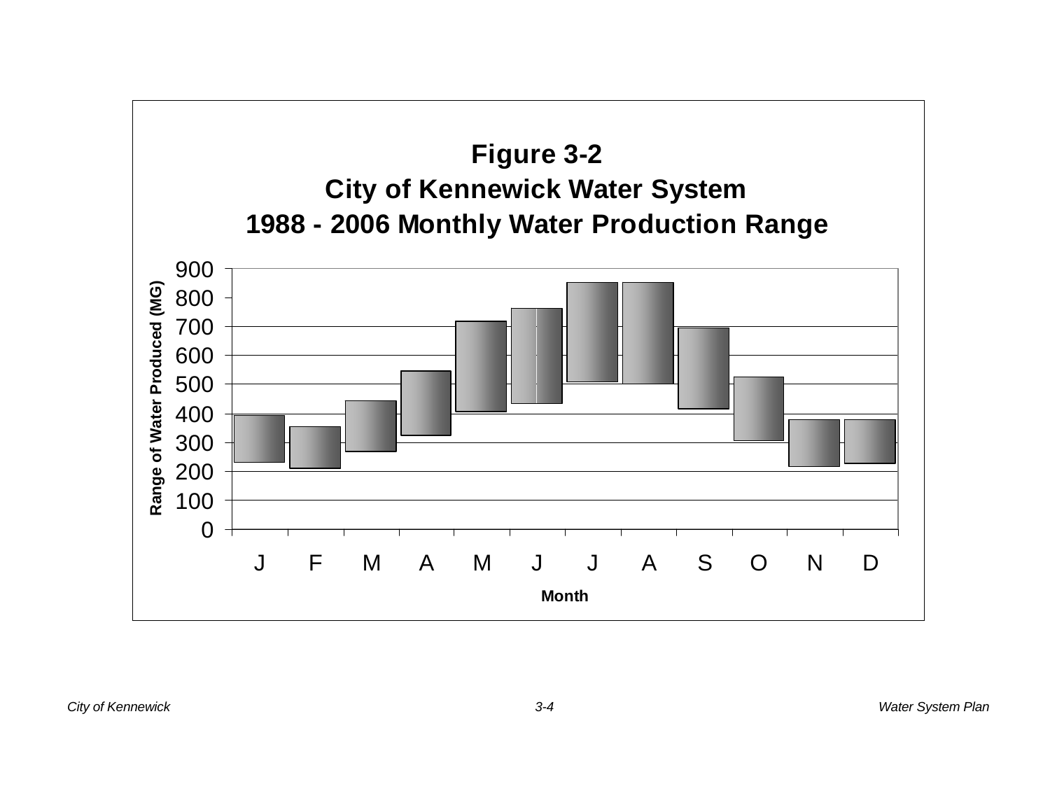**Figure 3-2**
**City of Kennewick Water System**
**1988 - 2006 Monthly Water Production Range**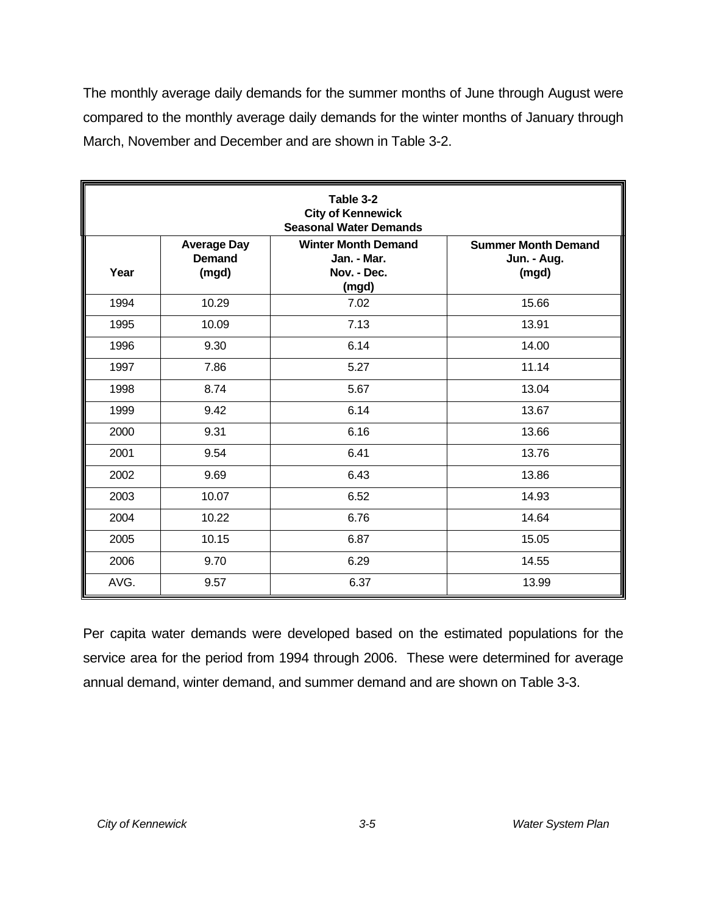The monthly average daily demands for the summer months of June through August were compared to the monthly average daily demands for the winter months of January through March, November and December and are shown in Table 3-2.

**Table 3-2**
**City of Kennewick**
**Seasonal Water Demands**

| Year | Average Day Demand (mgd) | Winter Month Demand Jan. - Mar. Nov. - Dec. (mgd) | Summer Month Demand Jun. - Aug. (mgd) |
|---|---|---|---|
| 1994 | 10.29 | 7.02 | 15.66 |
| 1995 | 10.09 | 7.13 | 13.91 |
| 1996 | 9.30 | 6.14 | 14.00 |
| 1997 | 7.86 | 5.27 | 11.14 |
| 1998 | 8.74 | 5.67 | 13.04 |
| 1999 | 9.42 | 6.14 | 13.67 |
| 2000 | 9.31 | 6.16 | 13.66 |
| 2001 | 9.54 | 6.41 | 13.76 |
| 2002 | 9.69 | 6.43 | 13.86 |
| 2003 | 10.07 | 6.52 | 14.93 |
| 2004 | 10.22 | 6.76 | 14.64 |
| 2005 | 10.15 | 6.87 | 15.05 |
| 2006 | 9.70 | 6.29 | 14.55 |
| AVG. | 9.57 | 6.37 | 13.99 |

Per capita water demands were developed based on the estimated populations for the service area for the period from 1994 through 2006. These were determined for average annual demand, winter demand, and summer demand and are shown on Table 3-3.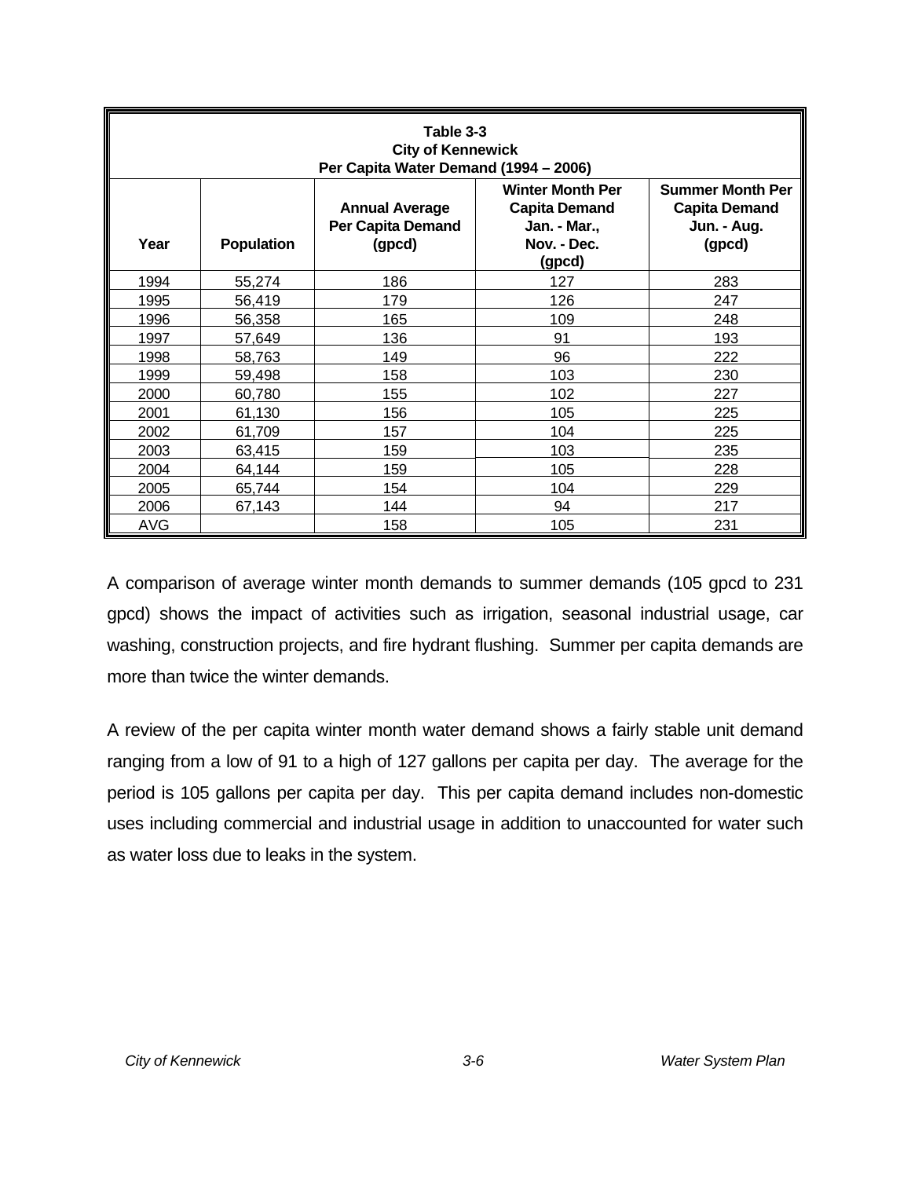**Table 3-3**
**City of Kennewick**
**Per Capita Water Demand (1994 – 2006)**

| Year | Population | Annual Average Per Capita Demand (gpcd) | Winter Month Per Capita Demand Jan. - Mar., Nov. - Dec. (gpcd) | Summer Month Per Capita Demand Jun. - Aug. (gpcd) |
|---|---|---|---|---|
| 1994 | 55,274 | 186 | 127 | 283 |
| 1995 | 56,419 | 179 | 126 | 247 |
| 1996 | 56,358 | 165 | 109 | 248 |
| 1997 | 57,649 | 136 | 91 | 193 |
| 1998 | 58,763 | 149 | 96 | 222 |
| 1999 | 59,498 | 158 | 103 | 230 |
| 2000 | 60,780 | 155 | 102 | 227 |
| 2001 | 61,130 | 156 | 105 | 225 |
| 2002 | 61,709 | 157 | 104 | 225 |
| 2003 | 63,415 | 159 | 103 | 235 |
| 2004 | 64,144 | 159 | 105 | 228 |
| 2005 | 65,744 | 154 | 104 | 229 |
| 2006 | 67,143 | 144 | 94 | 217 |
| AVG | | 158 | 105 | 231 |

A comparison of average winter month demands to summer demands (105 gpcd to 231 gpcd) shows the impact of activities such as irrigation, seasonal industrial usage, car washing, construction projects, and fire hydrant flushing. Summer per capita demands are more than twice the winter demands.

A review of the per capita winter month water demand shows a fairly stable unit demand ranging from a low of 91 to a high of 127 gallons per capita per day. The average for the period is 105 gallons per capita per day. This per capita demand includes non-domestic uses including commercial and industrial usage in addition to unaccounted for water such as water loss due to leaks in the system.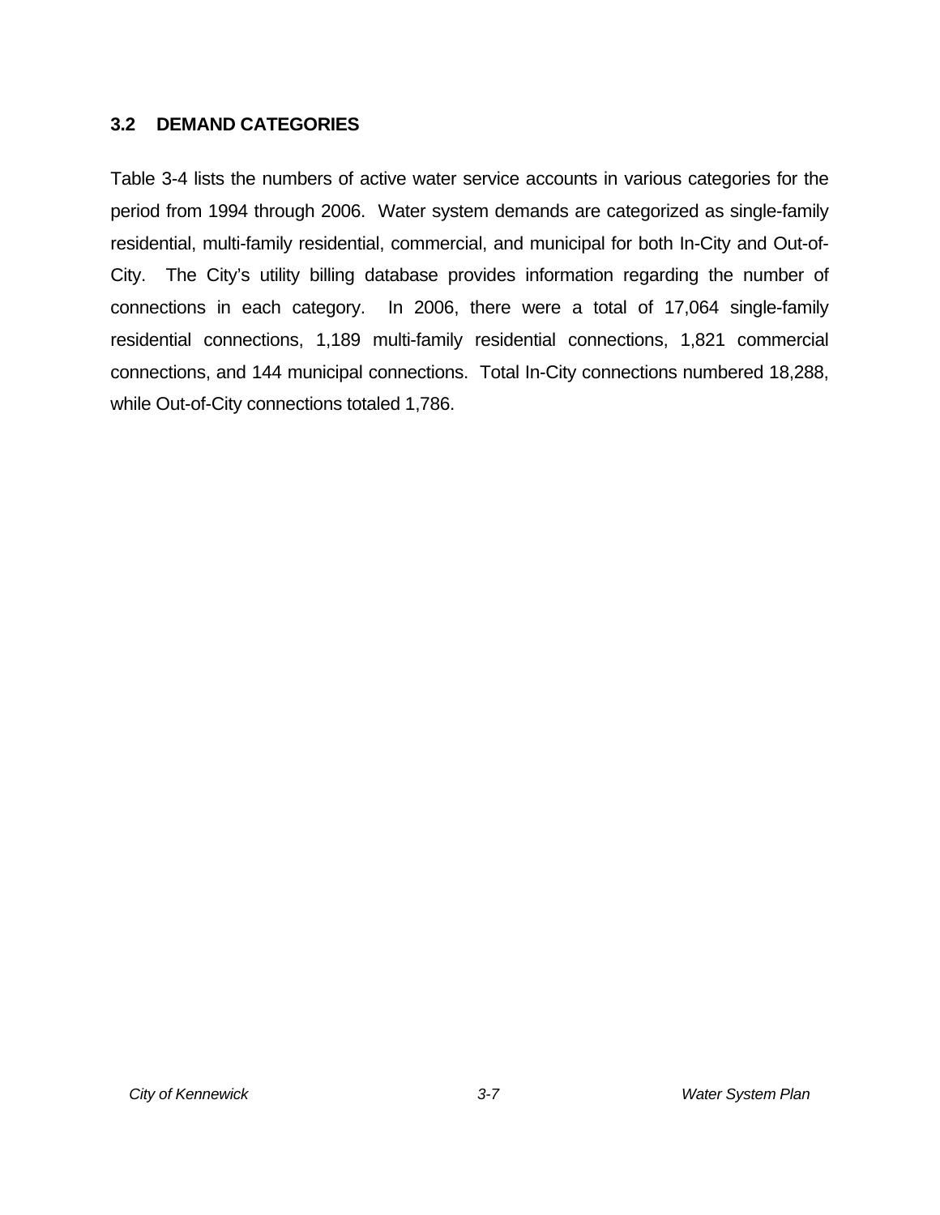## 3.2 DEMAND CATEGORIES

Table 3-4 lists the numbers of active water service accounts in various categories for the period from 1994 through 2006. Water system demands are categorized as single-family residential, multi-family residential, commercial, and municipal for both In-City and Out-of-City. The City's utility billing database provides information regarding the number of connections in each category. In 2006, there were a total of 17,064 single-family residential connections, 1,189 multi-family residential connections, 1,821 commercial connections, and 144 municipal connections. Total In-City connections numbered 18,288, while Out-of-City connections totaled 1,786.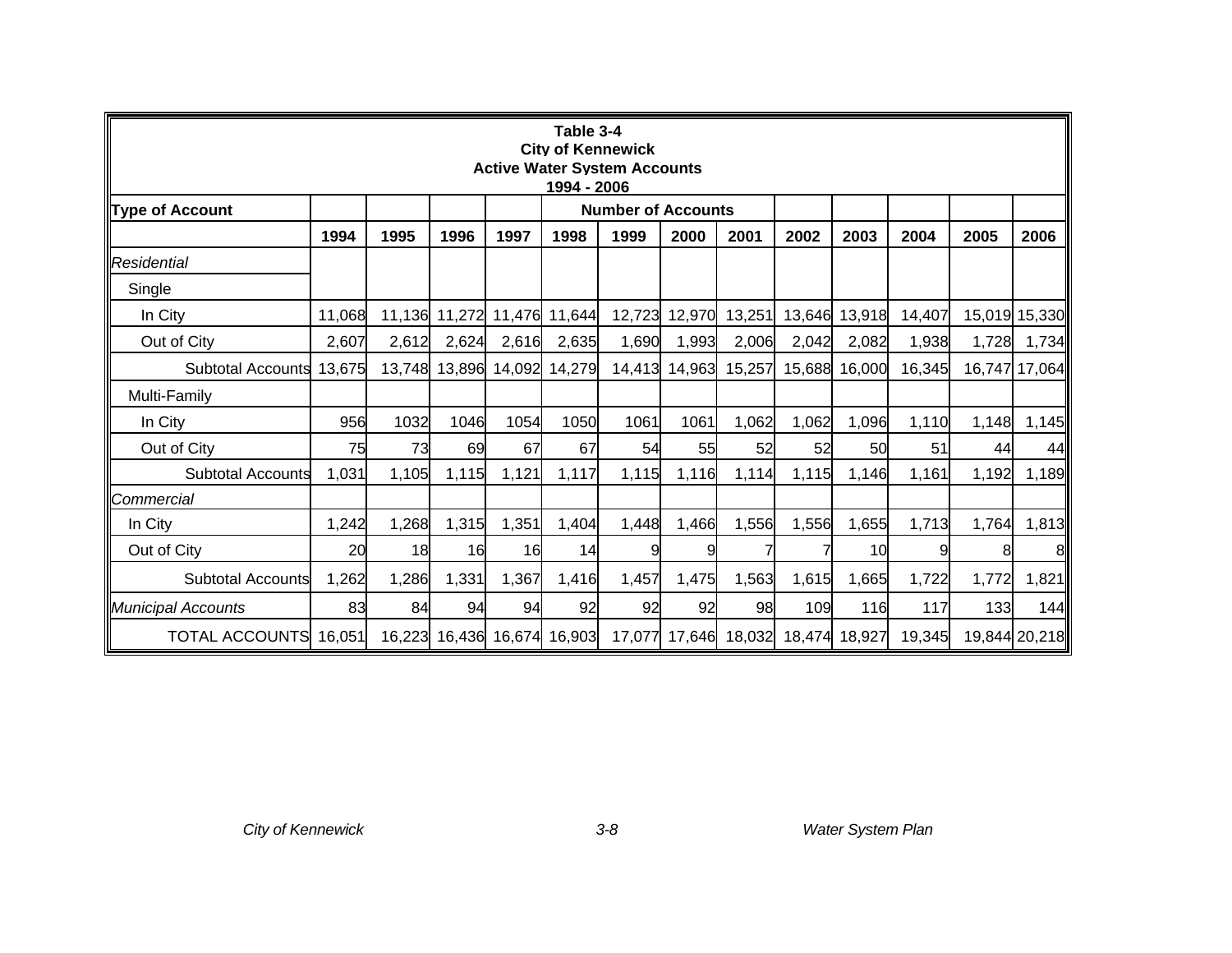**Table 3-4**
**City of Kennewick**
**Active Water System Accounts**
**1994 - 2006**

| Type of Account | Number of Accounts | | | | | | | | | | | | |
|---|---|---|---|---|---|---|---|---|---|---|---|---|---|
| | 1994 | 1995 | 1996 | 1997 | 1998 | 1999 | 2000 | 2001 | 2002 | 2003 | 2004 | 2005 | 2006 |
| *Residential* | | | | | | | | | | | | | |
| Single | | | | | | | | | | | | | |
| In City | 11,068 | 11,136 | 11,272 | 11,476 | 11,644 | 12,723 | 12,970 | 13,251 | 13,646 | 13,918 | 14,407 | 15,019 | 15,330 |
| Out of City | 2,607 | 2,612 | 2,624 | 2,616 | 2,635 | 1,690 | 1,993 | 2,006 | 2,042 | 2,082 | 1,938 | 1,728 | 1,734 |
| Subtotal Accounts | 13,675 | 13,748 | 13,896 | 14,092 | 14,279 | 14,413 | 14,963 | 15,257 | 15,688 | 16,000 | 16,345 | 16,747 | 17,064 |
| Multi-Family | | | | | | | | | | | | | |
| In City | 956 | 1032 | 1046 | 1054 | 1050 | 1061 | 1061 | 1,062 | 1,062 | 1,096 | 1,110 | 1,148 | 1,145 |
| Out of City | 75 | 73 | 69 | 67 | 67 | 54 | 55 | 52 | 52 | 50 | 51 | 44 | 44 |
| Subtotal Accounts | 1,031 | 1,105 | 1,115 | 1,121 | 1,117 | 1,115 | 1,116 | 1,114 | 1,115 | 1,146 | 1,161 | 1,192 | 1,189 |
| *Commercial* | | | | | | | | | | | | | |
| In City | 1,242 | 1,268 | 1,315 | 1,351 | 1,404 | 1,448 | 1,466 | 1,556 | 1,556 | 1,655 | 1,713 | 1,764 | 1,813 |
| Out of City | 20 | 18 | 16 | 16 | 14 | 9 | 9 | 7 | 7 | 10 | 9 | 8 | 8 |
| Subtotal Accounts | 1,262 | 1,286 | 1,331 | 1,367 | 1,416 | 1,457 | 1,475 | 1,563 | 1,615 | 1,665 | 1,722 | 1,772 | 1,821 |
| *Municipal Accounts* | 83 | 84 | 94 | 94 | 92 | 92 | 92 | 98 | 109 | 116 | 117 | 133 | 144 |
| TOTAL ACCOUNTS | 16,051 | 16,223 | 16,436 | 16,674 | 16,903 | 17,077 | 17,646 | 18,032 | 18,474 | 18,927 | 19,345 | 19,844 | 20,218 |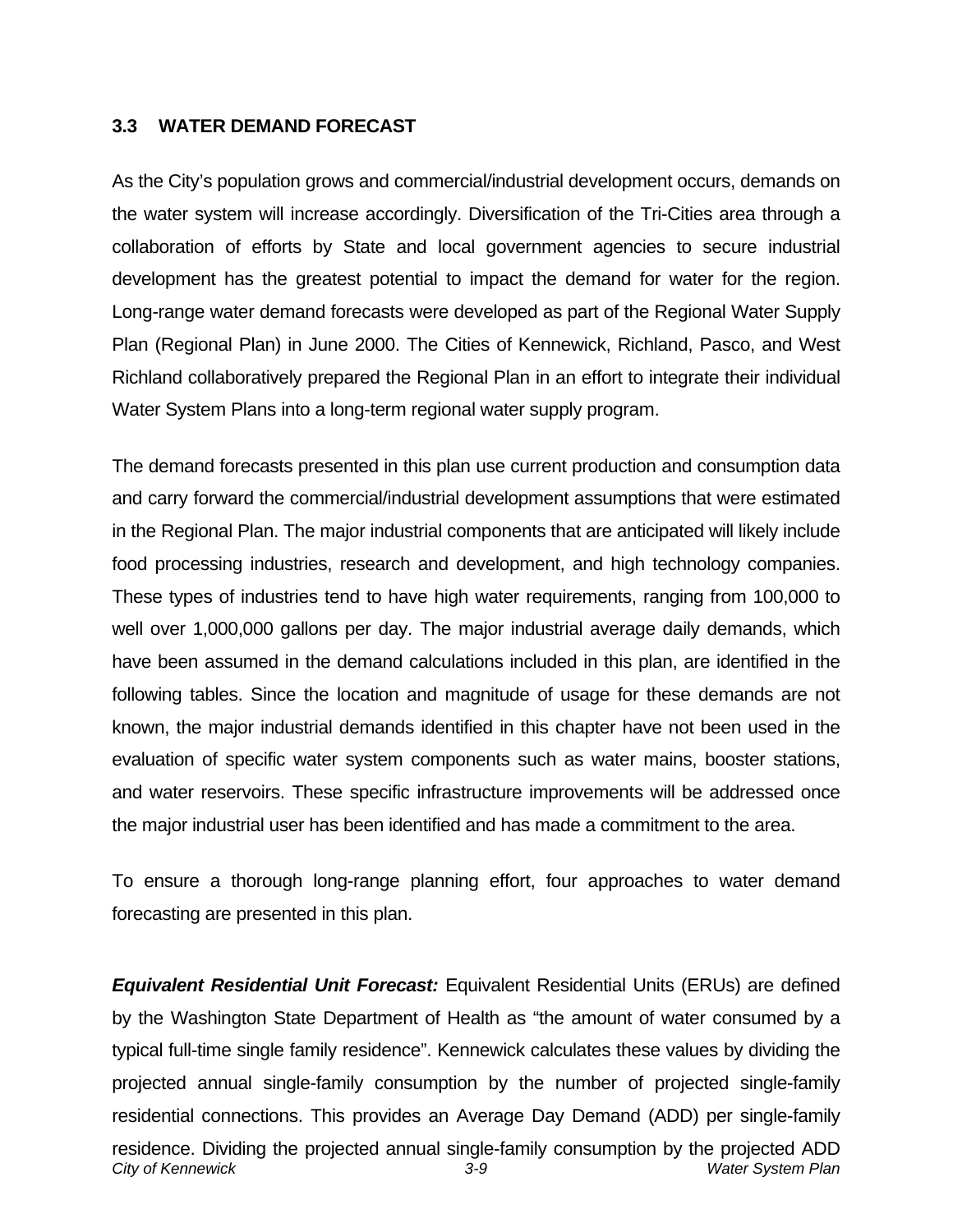## 3.3 WATER DEMAND FORECAST

As the City's population grows and commercial/industrial development occurs, demands on the water system will increase accordingly. Diversification of the Tri-Cities area through a collaboration of efforts by State and local government agencies to secure industrial development has the greatest potential to impact the demand for water for the region. Long-range water demand forecasts were developed as part of the Regional Water Supply Plan (Regional Plan) in June 2000. The Cities of Kennewick, Richland, Pasco, and West Richland collaboratively prepared the Regional Plan in an effort to integrate their individual Water System Plans into a long-term regional water supply program.

The demand forecasts presented in this plan use current production and consumption data and carry forward the commercial/industrial development assumptions that were estimated in the Regional Plan. The major industrial components that are anticipated will likely include food processing industries, research and development, and high technology companies. These types of industries tend to have high water requirements, ranging from 100,000 to well over 1,000,000 gallons per day. The major industrial average daily demands, which have been assumed in the demand calculations included in this plan, are identified in the following tables. Since the location and magnitude of usage for these demands are not known, the major industrial demands identified in this chapter have not been used in the evaluation of specific water system components such as water mains, booster stations, and water reservoirs. These specific infrastructure improvements will be addressed once the major industrial user has been identified and has made a commitment to the area.

To ensure a thorough long-range planning effort, four approaches to water demand forecasting are presented in this plan.

***Equivalent Residential Unit Forecast:*** Equivalent Residential Units (ERUs) are defined by the Washington State Department of Health as "the amount of water consumed by a typical full-time single family residence". Kennewick calculates these values by dividing the projected annual single-family consumption by the number of projected single-family residential connections. This provides an Average Day Demand (ADD) per single-family residence. Dividing the projected annual single-family consumption by the projected ADD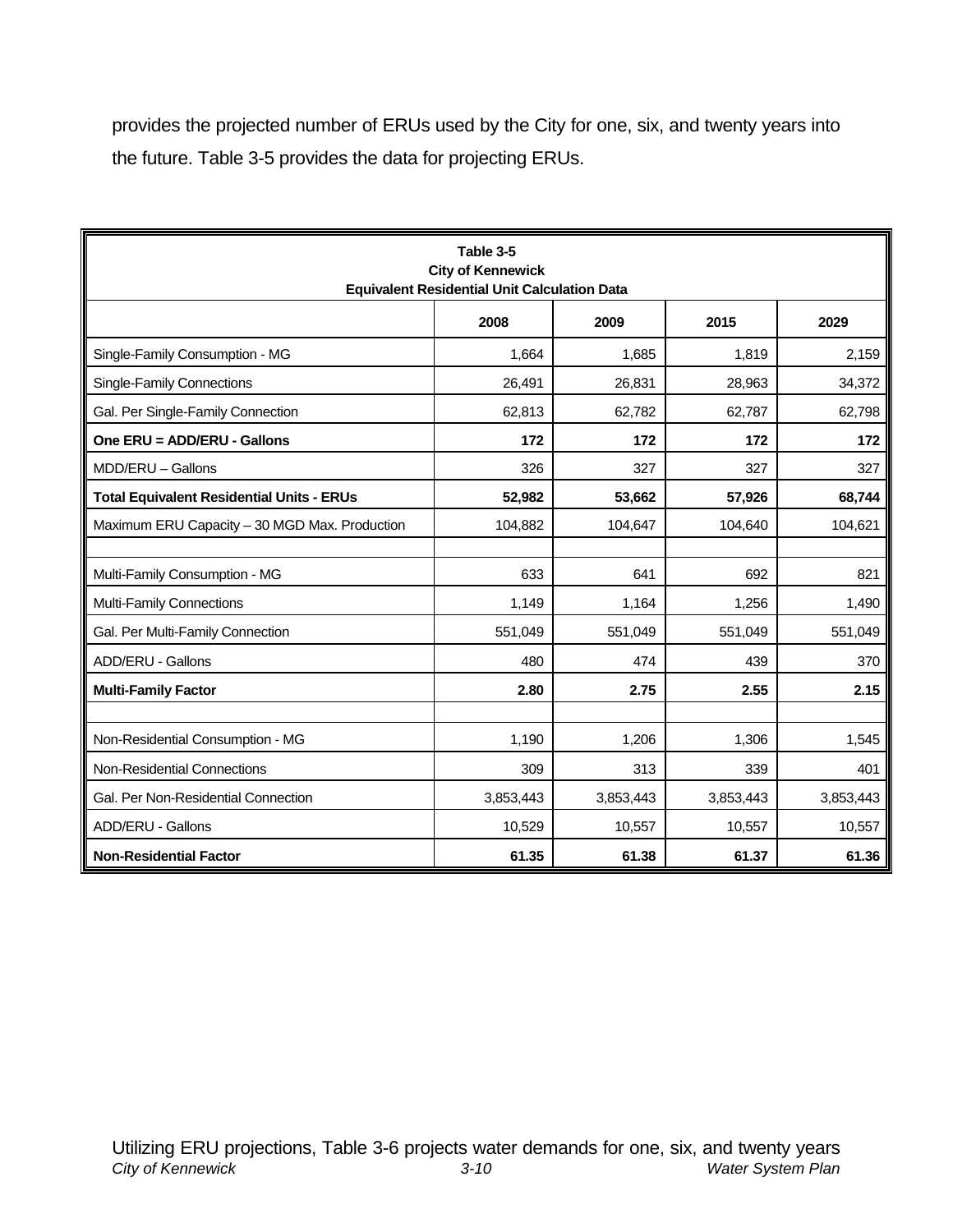provides the projected number of ERUs used by the City for one, six, and twenty years into the future. Table 3-5 provides the data for projecting ERUs.

**Table 3-5**
**City of Kennewick**
**Equivalent Residential Unit Calculation Data**

| | 2008 | 2009 | 2015 | 2029 |
|---|---|---|---|---|
| Single-Family Consumption - MG | 1,664 | 1,685 | 1,819 | 2,159 |
| Single-Family Connections | 26,491 | 26,831 | 28,963 | 34,372 |
| Gal. Per Single-Family Connection | 62,813 | 62,782 | 62,787 | 62,798 |
| **One ERU = ADD/ERU - Gallons** | **172** | **172** | **172** | **172** |
| MDD/ERU – Gallons | 326 | 327 | 327 | 327 |
| **Total Equivalent Residential Units - ERUs** | **52,982** | **53,662** | **57,926** | **68,744** |
| Maximum ERU Capacity – 30 MGD Max. Production | 104,882 | 104,647 | 104,640 | 104,621 |
| | | | | |
| Multi-Family Consumption - MG | 633 | 641 | 692 | 821 |
| Multi-Family Connections | 1,149 | 1,164 | 1,256 | 1,490 |
| Gal. Per Multi-Family Connection | 551,049 | 551,049 | 551,049 | 551,049 |
| ADD/ERU - Gallons | 480 | 474 | 439 | 370 |
| **Multi-Family Factor** | **2.80** | **2.75** | **2.55** | **2.15** |
| | | | | |
| Non-Residential Consumption - MG | 1,190 | 1,206 | 1,306 | 1,545 |
| Non-Residential Connections | 309 | 313 | 339 | 401 |
| Gal. Per Non-Residential Connection | 3,853,443 | 3,853,443 | 3,853,443 | 3,853,443 |
| ADD/ERU - Gallons | 10,529 | 10,557 | 10,557 | 10,557 |
| **Non-Residential Factor** | **61.35** | **61.38** | **61.37** | **61.36** |

Utilizing ERU projections, Table 3-6 projects water demands for one, six, and twenty years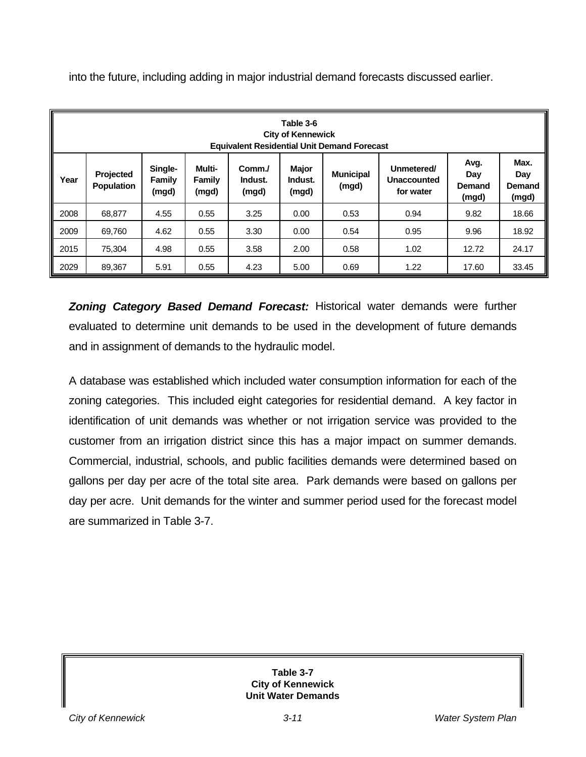into the future, including adding in major industrial demand forecasts discussed earlier.

**Table 3-6**
**City of Kennewick**
**Equivalent Residential Unit Demand Forecast**

| Year | Projected Population | Single-Family (mgd) | Multi-Family (mgd) | Comm./ Indust. (mgd) | Major Indust. (mgd) | Municipal (mgd) | Unmetered/ Unaccounted for water | Avg. Day Demand (mgd) | Max. Day Demand (mgd) |
|---|---|---|---|---|---|---|---|---|---|
| 2008 | 68,877 | 4.55 | 0.55 | 3.25 | 0.00 | 0.53 | 0.94 | 9.82 | 18.66 |
| 2009 | 69,760 | 4.62 | 0.55 | 3.30 | 0.00 | 0.54 | 0.95 | 9.96 | 18.92 |
| 2015 | 75,304 | 4.98 | 0.55 | 3.58 | 2.00 | 0.58 | 1.02 | 12.72 | 24.17 |
| 2029 | 89,367 | 5.91 | 0.55 | 4.23 | 5.00 | 0.69 | 1.22 | 17.60 | 33.45 |

***Zoning Category Based Demand Forecast:*** Historical water demands were further evaluated to determine unit demands to be used in the development of future demands and in assignment of demands to the hydraulic model.

A database was established which included water consumption information for each of the zoning categories. This included eight categories for residential demand. A key factor in identification of unit demands was whether or not irrigation service was provided to the customer from an irrigation district since this has a major impact on summer demands. Commercial, industrial, schools, and public facilities demands were determined based on gallons per day per acre of the total site area. Park demands were based on gallons per day per acre. Unit demands for the winter and summer period used for the forecast model are summarized in Table 3-7.

**Table 3-7**
**City of Kennewick**
**Unit Water Demands**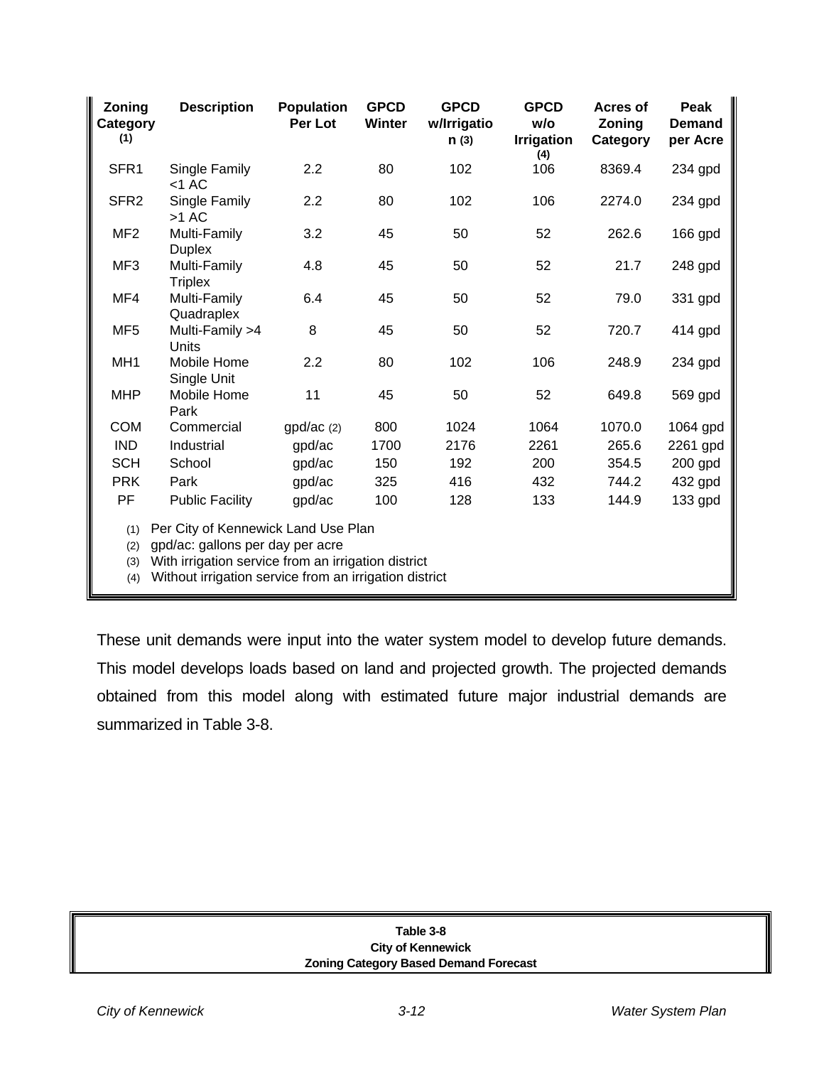| Zoning Category (1) | Description | Population Per Lot | GPCD Winter | GPCD w/Irrigation (3) | GPCD w/o Irrigation (4) | Acres of Zoning Category | Peak Demand per Acre |
|---|---|---|---|---|---|---|---|
| SFR1 | Single Family <1 AC | 2.2 | 80 | 102 | 106 | 8369.4 | 234 gpd |
| SFR2 | Single Family >1 AC | 2.2 | 80 | 102 | 106 | 2274.0 | 234 gpd |
| MF2 | Multi-Family Duplex | 3.2 | 45 | 50 | 52 | 262.6 | 166 gpd |
| MF3 | Multi-Family Triplex | 4.8 | 45 | 50 | 52 | 21.7 | 248 gpd |
| MF4 | Multi-Family Quadraplex | 6.4 | 45 | 50 | 52 | 79.0 | 331 gpd |
| MF5 | Multi-Family >4 Units | 8 | 45 | 50 | 52 | 720.7 | 414 gpd |
| MH1 | Mobile Home Single Unit | 2.2 | 80 | 102 | 106 | 248.9 | 234 gpd |
| MHP | Mobile Home Park | 11 | 45 | 50 | 52 | 649.8 | 569 gpd |
| COM | Commercial | gpd/ac (2) | 800 | 1024 | 1064 | 1070.0 | 1064 gpd |
| IND | Industrial | gpd/ac | 1700 | 2176 | 2261 | 265.6 | 2261 gpd |
| SCH | School | gpd/ac | 150 | 192 | 200 | 354.5 | 200 gpd |
| PRK | Park | gpd/ac | 325 | 416 | 432 | 744.2 | 432 gpd |
| PF | Public Facility | gpd/ac | 100 | 128 | 133 | 144.9 | 133 gpd |

(1) Per City of Kennewick Land Use Plan
(2) gpd/ac: gallons per day per acre
(3) With irrigation service from an irrigation district
(4) Without irrigation service from an irrigation district

These unit demands were input into the water system model to develop future demands. This model develops loads based on land and projected growth. The projected demands obtained from this model along with estimated future major industrial demands are summarized in Table 3-8.

**Table 3-8**
**City of Kennewick**
**Zoning Category Based Demand Forecast**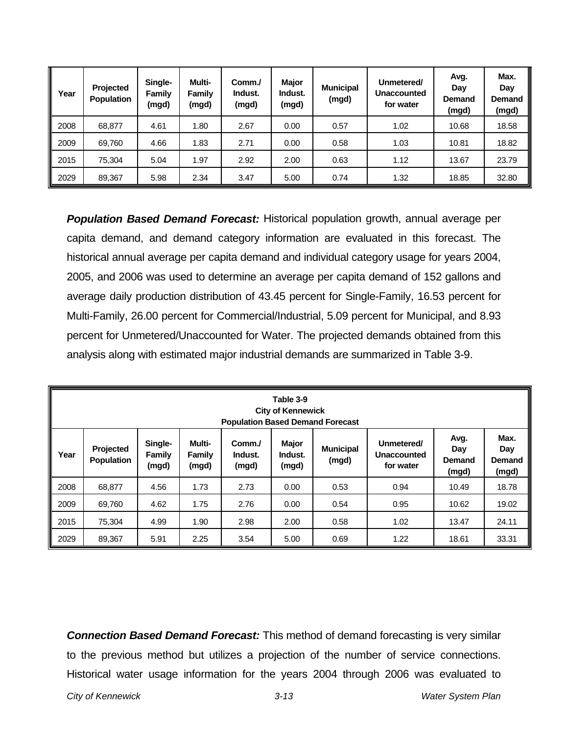| Year | Projected Population | Single-Family (mgd) | Multi-Family (mgd) | Comm./ Indust. (mgd) | Major Indust. (mgd) | Municipal (mgd) | Unmetered/ Unaccounted for water | Avg. Day Demand (mgd) | Max. Day Demand (mgd) |
|---|---|---|---|---|---|---|---|---|---|
| 2008 | 68,877 | 4.61 | 1.80 | 2.67 | 0.00 | 0.57 | 1.02 | 10.68 | 18.58 |
| 2009 | 69,760 | 4.66 | 1.83 | 2.71 | 0.00 | 0.58 | 1.03 | 10.81 | 18.82 |
| 2015 | 75,304 | 5.04 | 1.97 | 2.92 | 2.00 | 0.63 | 1.12 | 13.67 | 23.79 |
| 2029 | 89,367 | 5.98 | 2.34 | 3.47 | 5.00 | 0.74 | 1.32 | 18.85 | 32.80 |

***Population Based Demand Forecast:*** Historical population growth, annual average per capita demand, and demand category information are evaluated in this forecast. The historical annual average per capita demand and individual category usage for years 2004, 2005, and 2006 was used to determine an average per capita demand of 152 gallons and average daily production distribution of 43.45 percent for Single-Family, 16.53 percent for Multi-Family, 26.00 percent for Commercial/Industrial, 5.09 percent for Municipal, and 8.93 percent for Unmetered/Unaccounted for Water. The projected demands obtained from this analysis along with estimated major industrial demands are summarized in Table 3-9.

**Table 3-9**
**City of Kennewick**
**Population Based Demand Forecast**

| Year | Projected Population | Single-Family (mgd) | Multi-Family (mgd) | Comm./ Indust. (mgd) | Major Indust. (mgd) | Municipal (mgd) | Unmetered/ Unaccounted for water | Avg. Day Demand (mgd) | Max. Day Demand (mgd) |
|---|---|---|---|---|---|---|---|---|---|
| 2008 | 68,877 | 4.56 | 1.73 | 2.73 | 0.00 | 0.53 | 0.94 | 10.49 | 18.78 |
| 2009 | 69,760 | 4.62 | 1.75 | 2.76 | 0.00 | 0.54 | 0.95 | 10.62 | 19.02 |
| 2015 | 75,304 | 4.99 | 1.90 | 2.98 | 2.00 | 0.58 | 1.02 | 13.47 | 24.11 |
| 2029 | 89,367 | 5.91 | 2.25 | 3.54 | 5.00 | 0.69 | 1.22 | 18.61 | 33.31 |

***Connection Based Demand Forecast:*** This method of demand forecasting is very similar to the previous method but utilizes a projection of the number of service connections. Historical water usage information for the years 2004 through 2006 was evaluated to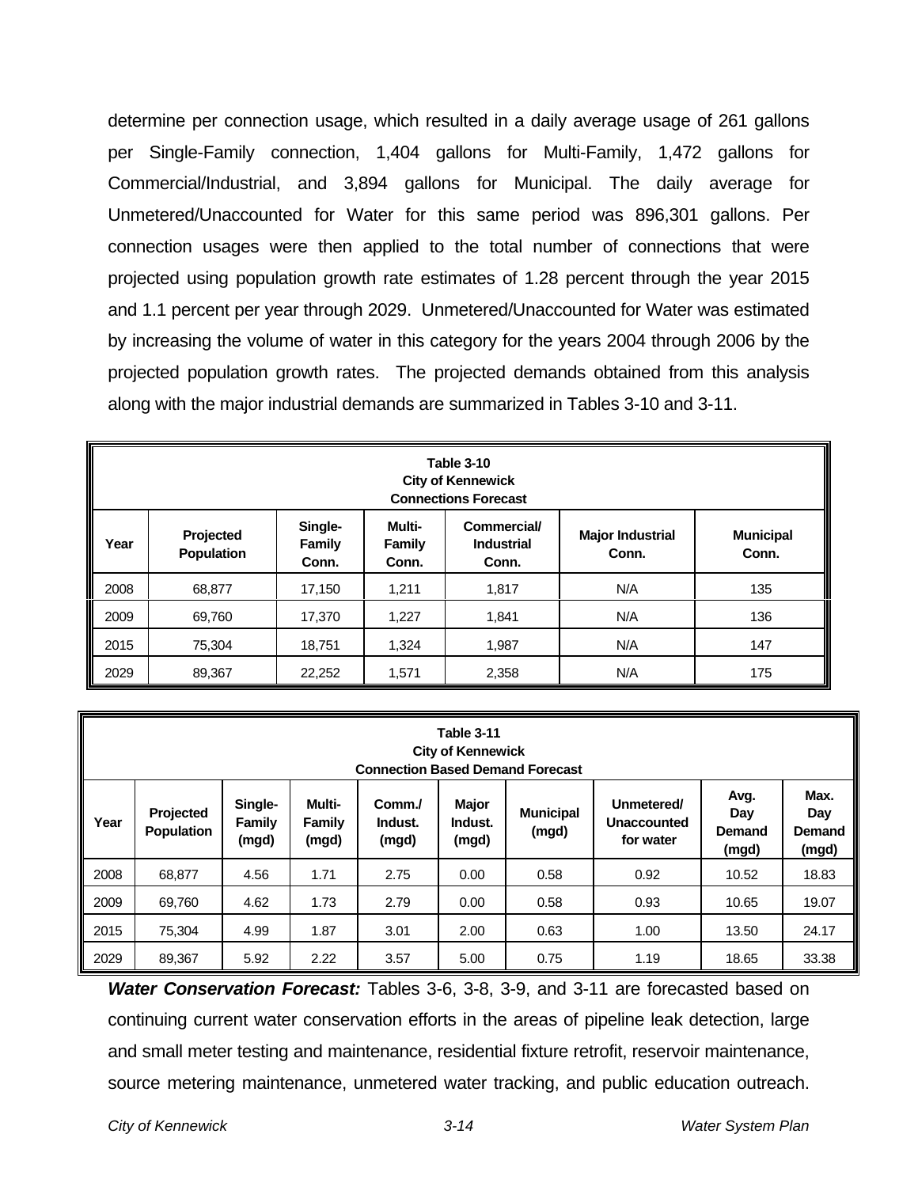determine per connection usage, which resulted in a daily average usage of 261 gallons per Single-Family connection, 1,404 gallons for Multi-Family, 1,472 gallons for Commercial/Industrial, and 3,894 gallons for Municipal. The daily average for Unmetered/Unaccounted for Water for this same period was 896,301 gallons. Per connection usages were then applied to the total number of connections that were projected using population growth rate estimates of 1.28 percent through the year 2015 and 1.1 percent per year through 2029. Unmetered/Unaccounted for Water was estimated by increasing the volume of water in this category for the years 2004 through 2006 by the projected population growth rates. The projected demands obtained from this analysis along with the major industrial demands are summarized in Tables 3-10 and 3-11.

**Table 3-10**
**City of Kennewick**
**Connections Forecast**

| Year | Projected Population | Single-Family Conn. | Multi-Family Conn. | Commercial/ Industrial Conn. | Major Industrial Conn. | Municipal Conn. |
|---|---|---|---|---|---|---|
| 2008 | 68,877 | 17,150 | 1,211 | 1,817 | N/A | 135 |
| 2009 | 69,760 | 17,370 | 1,227 | 1,841 | N/A | 136 |
| 2015 | 75,304 | 18,751 | 1,324 | 1,987 | N/A | 147 |
| 2029 | 89,367 | 22,252 | 1,571 | 2,358 | N/A | 175 |

**Table 3-11**
**City of Kennewick**
**Connection Based Demand Forecast**

| Year | Projected Population | Single-Family (mgd) | Multi-Family (mgd) | Comm./ Indust. (mgd) | Major Indust. (mgd) | Municipal (mgd) | Unmetered/ Unaccounted for water | Avg. Day Demand (mgd) | Max. Day Demand (mgd) |
|---|---|---|---|---|---|---|---|---|---|
| 2008 | 68,877 | 4.56 | 1.71 | 2.75 | 0.00 | 0.58 | 0.92 | 10.52 | 18.83 |
| 2009 | 69,760 | 4.62 | 1.73 | 2.79 | 0.00 | 0.58 | 0.93 | 10.65 | 19.07 |
| 2015 | 75,304 | 4.99 | 1.87 | 3.01 | 2.00 | 0.63 | 1.00 | 13.50 | 24.17 |
| 2029 | 89,367 | 5.92 | 2.22 | 3.57 | 5.00 | 0.75 | 1.19 | 18.65 | 33.38 |

***Water Conservation Forecast:*** Tables 3-6, 3-8, 3-9, and 3-11 are forecasted based on continuing current water conservation efforts in the areas of pipeline leak detection, large and small meter testing and maintenance, residential fixture retrofit, reservoir maintenance, source metering maintenance, unmetered water tracking, and public education outreach.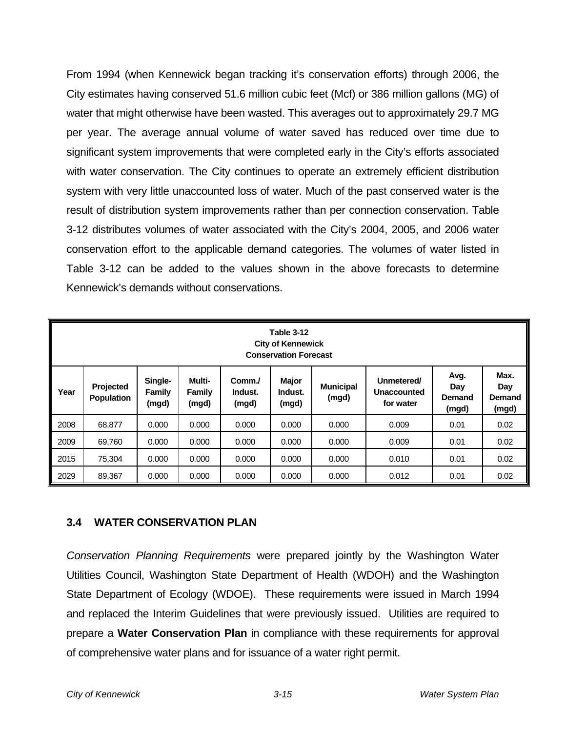From 1994 (when Kennewick began tracking it's conservation efforts) through 2006, the City estimates having conserved 51.6 million cubic feet (Mcf) or 386 million gallons (MG) of water that might otherwise have been wasted. This averages out to approximately 29.7 MG per year. The average annual volume of water saved has reduced over time due to significant system improvements that were completed early in the City's efforts associated with water conservation. The City continues to operate an extremely efficient distribution system with very little unaccounted loss of water. Much of the past conserved water is the result of distribution system improvements rather than per connection conservation. Table 3-12 distributes volumes of water associated with the City's 2004, 2005, and 2006 water conservation effort to the applicable demand categories. The volumes of water listed in Table 3-12 can be added to the values shown in the above forecasts to determine Kennewick's demands without conservations.

**Table 3-12**
**City of Kennewick**
**Conservation Forecast**

| Year | Projected Population | Single-Family (mgd) | Multi-Family (mgd) | Comm./ Indust. (mgd) | Major Indust. (mgd) | Municipal (mgd) | Unmetered/ Unaccounted for water | Avg. Day Demand (mgd) | Max. Day Demand (mgd) |
|---|---|---|---|---|---|---|---|---|---|
| 2008 | 68,877 | 0.000 | 0.000 | 0.000 | 0.000 | 0.000 | 0.009 | 0.01 | 0.02 |
| 2009 | 69,760 | 0.000 | 0.000 | 0.000 | 0.000 | 0.000 | 0.009 | 0.01 | 0.02 |
| 2015 | 75,304 | 0.000 | 0.000 | 0.000 | 0.000 | 0.000 | 0.010 | 0.01 | 0.02 |
| 2029 | 89,367 | 0.000 | 0.000 | 0.000 | 0.000 | 0.000 | 0.012 | 0.01 | 0.02 |

## 3.4 WATER CONSERVATION PLAN

*Conservation Planning Requirements* were prepared jointly by the Washington Water Utilities Council, Washington State Department of Health (WDOH) and the Washington State Department of Ecology (WDOE). These requirements were issued in March 1994 and replaced the Interim Guidelines that were previously issued. Utilities are required to prepare a **Water Conservation Plan** in compliance with these requirements for approval of comprehensive water plans and for issuance of a water right permit.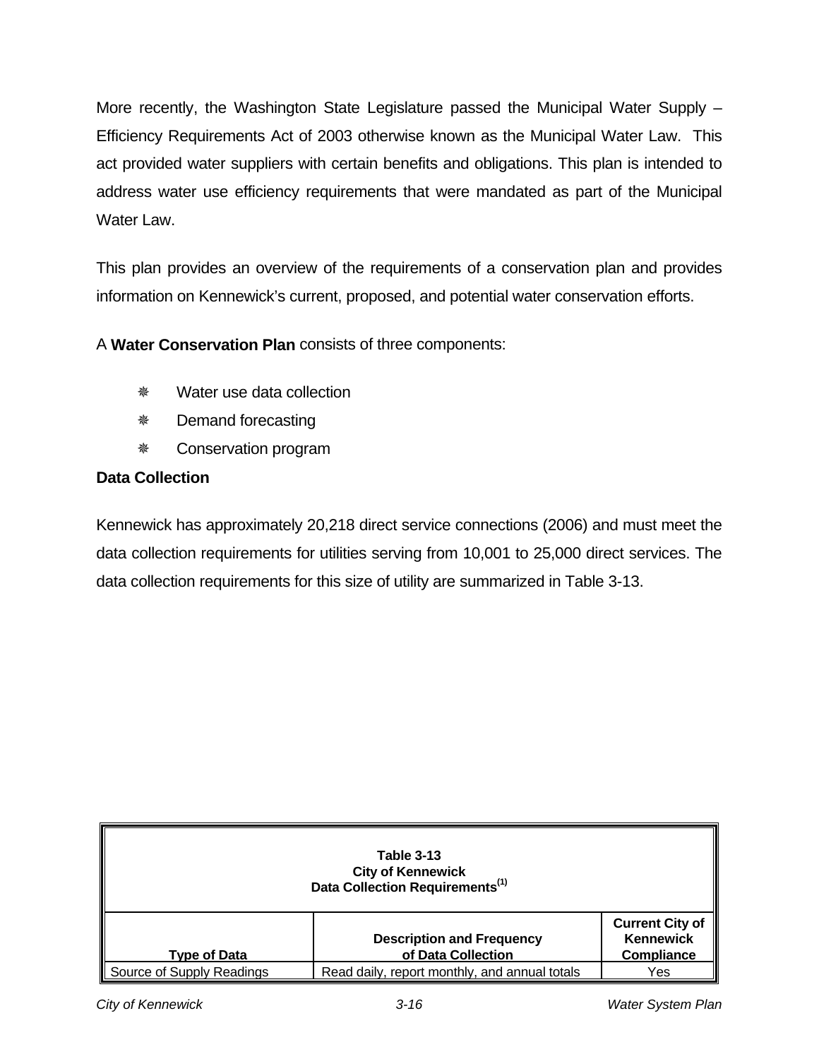More recently, the Washington State Legislature passed the Municipal Water Supply – Efficiency Requirements Act of 2003 otherwise known as the Municipal Water Law. This act provided water suppliers with certain benefits and obligations. This plan is intended to address water use efficiency requirements that were mandated as part of the Municipal Water Law.

This plan provides an overview of the requirements of a conservation plan and provides information on Kennewick's current, proposed, and potential water conservation efforts.

A **Water Conservation Plan** consists of three components:

- Water use data collection
- Demand forecasting
- Conservation program

**Data Collection**

Kennewick has approximately 20,218 direct service connections (2006) and must meet the data collection requirements for utilities serving from 10,001 to 25,000 direct services. The data collection requirements for this size of utility are summarized in Table 3-13.

**Table 3-13**
**City of Kennewick**
**Data Collection Requirements[1]**

| Type of Data | Description and Frequency of Data Collection | Current City of Kennewick Compliance |
|---|---|---|
| Source of Supply Readings | Read daily, report monthly, and annual totals | Yes |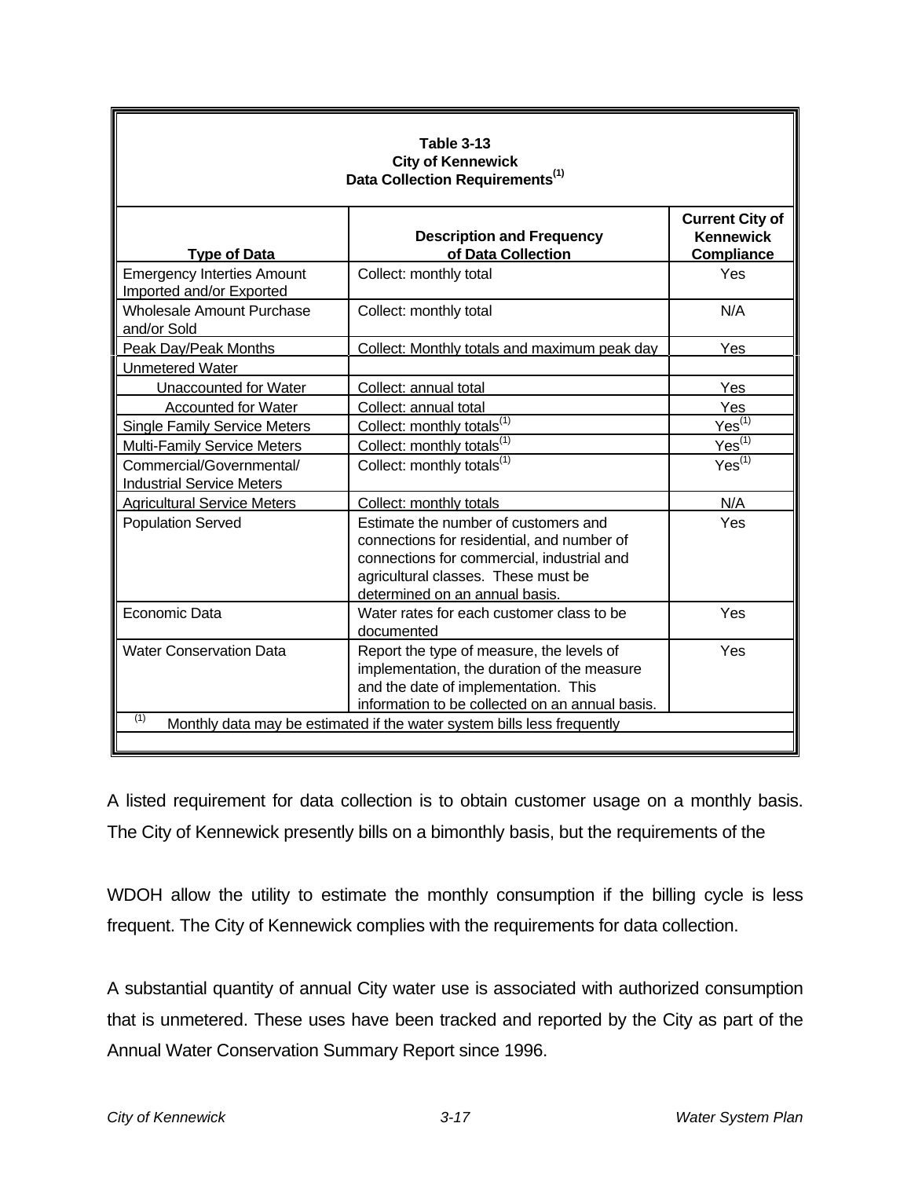**Table 3-13**
**City of Kennewick**
**Data Collection Requirements[1]**

| Type of Data | Description and Frequency of Data Collection | Current City of Kennewick Compliance |
|---|---|---|
| Emergency Interties Amount Imported and/or Exported | Collect: monthly total | Yes |
| Wholesale Amount Purchase and/or Sold | Collect: monthly total | N/A |
| Peak Day/Peak Months | Collect: Monthly totals and maximum peak day | Yes |
| Unmetered Water | | |
| Unaccounted for Water | Collect: annual total | Yes |
| Accounted for Water | Collect: annual total | Yes |
| Single Family Service Meters | Collect: monthly totals[1] | Yes[1] |
| Multi-Family Service Meters | Collect: monthly totals[1] | Yes[1] |
| Commercial/Governmental/ Industrial Service Meters | Collect: monthly totals[1] | Yes[1] |
| Agricultural Service Meters | Collect: monthly totals | N/A |
| Population Served | Estimate the number of customers and connections for residential, and number of connections for commercial, industrial and agricultural classes. These must be determined on an annual basis. | Yes |
| Economic Data | Water rates for each customer class to be documented | Yes |
| Water Conservation Data | Report the type of measure, the levels of implementation, the duration of the measure and the date of implementation. This information to be collected on an annual basis. | Yes |

[1] Monthly data may be estimated if the water system bills less frequently

A listed requirement for data collection is to obtain customer usage on a monthly basis. The City of Kennewick presently bills on a bimonthly basis, but the requirements of the WDOH allow the utility to estimate the monthly consumption if the billing cycle is less frequent. The City of Kennewick complies with the requirements for data collection.

A substantial quantity of annual City water use is associated with authorized consumption that is unmetered. These uses have been tracked and reported by the City as part of the Annual Water Conservation Summary Report since 1996.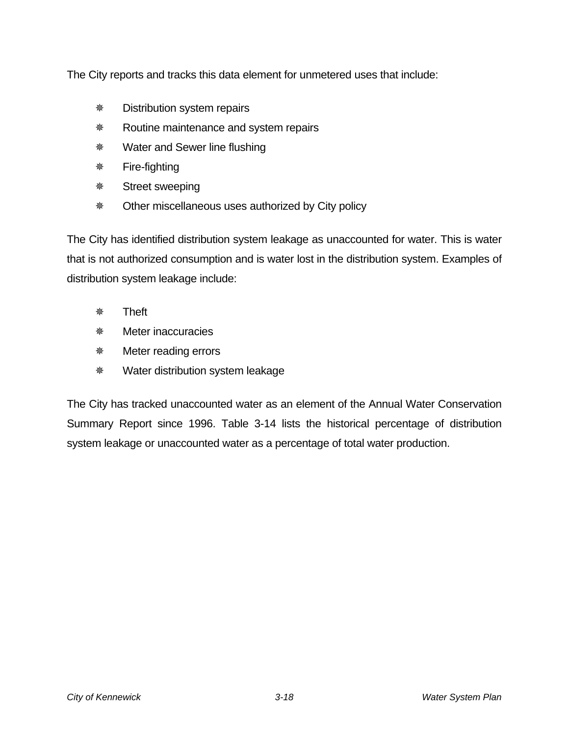The City reports and tracks this data element for unmetered uses that include:

- Distribution system repairs
- Routine maintenance and system repairs
- Water and Sewer line flushing
- Fire-fighting
- Street sweeping
- Other miscellaneous uses authorized by City policy

The City has identified distribution system leakage as unaccounted for water. This is water that is not authorized consumption and is water lost in the distribution system. Examples of distribution system leakage include:

- Theft
- Meter inaccuracies
- Meter reading errors
- Water distribution system leakage

The City has tracked unaccounted water as an element of the Annual Water Conservation Summary Report since 1996. Table 3-14 lists the historical percentage of distribution system leakage or unaccounted water as a percentage of total water production.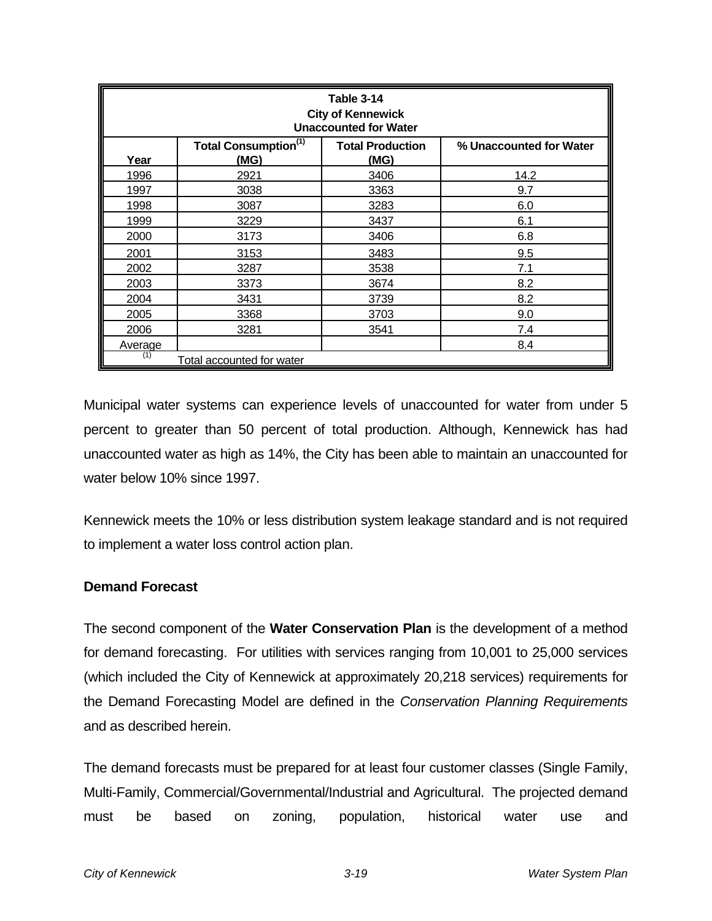**Table 3-14**
**City of Kennewick**
**Unaccounted for Water**

| Year | Total Consumption[(1)] (MG) | Total Production (MG) | % Unaccounted for Water |
|---|---|---|---|
| 1996 | 2921 | 3406 | 14.2 |
| 1997 | 3038 | 3363 | 9.7 |
| 1998 | 3087 | 3283 | 6.0 |
| 1999 | 3229 | 3437 | 6.1 |
| 2000 | 3173 | 3406 | 6.8 |
| 2001 | 3153 | 3483 | 9.5 |
| 2002 | 3287 | 3538 | 7.1 |
| 2003 | 3373 | 3674 | 8.2 |
| 2004 | 3431 | 3739 | 8.2 |
| 2005 | 3368 | 3703 | 9.0 |
| 2006 | 3281 | 3541 | 7.4 |
| Average | | | 8.4 |

[(1)] Total accounted for water

Municipal water systems can experience levels of unaccounted for water from under 5 percent to greater than 50 percent of total production. Although, Kennewick has had unaccounted water as high as 14%, the City has been able to maintain an unaccounted for water below 10% since 1997.

Kennewick meets the 10% or less distribution system leakage standard and is not required to implement a water loss control action plan.

**Demand Forecast**

The second component of the **Water Conservation Plan** is the development of a method for demand forecasting. For utilities with services ranging from 10,001 to 25,000 services (which included the City of Kennewick at approximately 20,218 services) requirements for the Demand Forecasting Model are defined in the *Conservation Planning Requirements* and as described herein.

The demand forecasts must be prepared for at least four customer classes (Single Family, Multi-Family, Commercial/Governmental/Industrial and Agricultural. The projected demand must be based on zoning, population, historical water use and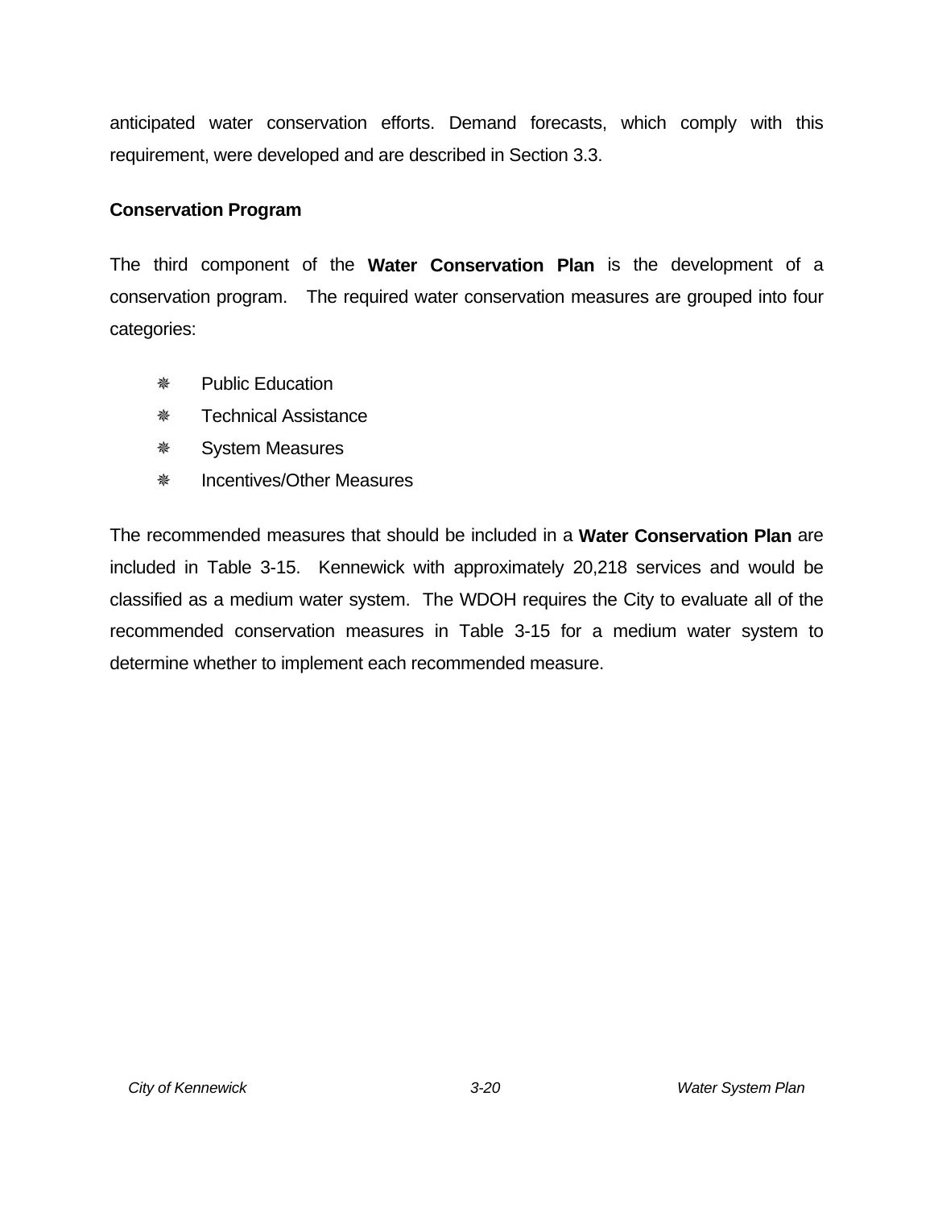anticipated water conservation efforts. Demand forecasts, which comply with this requirement, were developed and are described in Section 3.3.

**Conservation Program**

The third component of the **Water Conservation Plan** is the development of a conservation program. The required water conservation measures are grouped into four categories:

- Public Education
- Technical Assistance
- System Measures
- Incentives/Other Measures

The recommended measures that should be included in a **Water Conservation Plan** are included in Table 3-15. Kennewick with approximately 20,218 services and would be classified as a medium water system. The WDOH requires the City to evaluate all of the recommended conservation measures in Table 3-15 for a medium water system to determine whether to implement each recommended measure.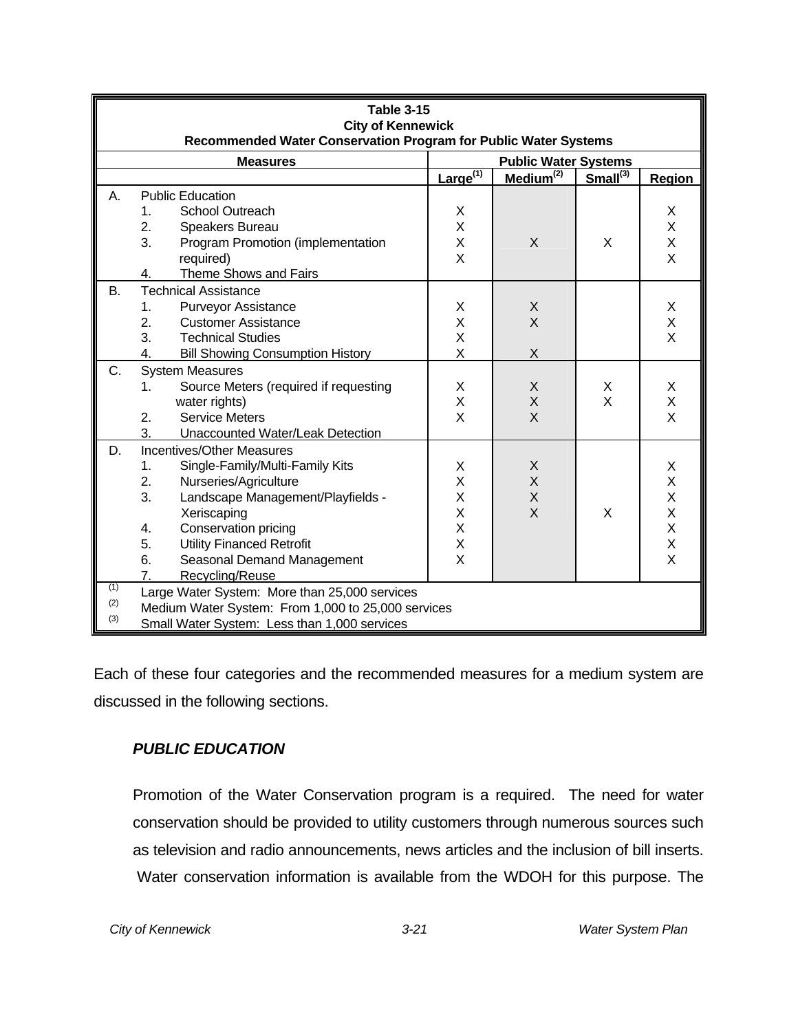| Table 3-15<br>City of Kennewick<br>Recommended Water Conservation Program for Public Water Systems | | | | |
|---|---|---|---|---|
| **Measures** | **Public Water Systems** | | | |
| | **Large[1]** | **Medium[2]** | **Small[3]** | **Region** |
| A. Public Education | | | | |
| 1. School Outreach | X | | | X |
| 2. Speakers Bureau | X | | | X |
| 3. Program Promotion (implementation | X | X | X | X |
| required) | X | | | X |
| 4. Theme Shows and Fairs | | | | |
| B. Technical Assistance | | | | |
| 1. Purveyor Assistance | X | X | | X |
| 2. Customer Assistance | X | X | | X |
| 3. Technical Studies | X | | | X |
| 4. Bill Showing Consumption History | X | X | | |
| C. System Measures | | | | |
| 1. Source Meters (required if requesting | X | X | X | X |
| water rights) | X | X | X | X |
| 2. Service Meters | X | X | | X |
| 3. Unaccounted Water/Leak Detection | | | | |
| D. Incentives/Other Measures | | | | |
| 1. Single-Family/Multi-Family Kits | X | X | | X |
| 2. Nurseries/Agriculture | X | X | | X |
| 3. Landscape Management/Playfields - | X | X | | X |
| Xeriscaping | X | X | X | X |
| 4. Conservation pricing | X | | | X |
| 5. Utility Financed Retrofit | X | | | X |
| 6. Seasonal Demand Management | X | | | X |
| 7. Recycling/Reuse | | | | |

(1) Large Water System: More than 25,000 services
(2) Medium Water System: From 1,000 to 25,000 services
(3) Small Water System: Less than 1,000 services

Each of these four categories and the recommended measures for a medium system are discussed in the following sections.

### *PUBLIC EDUCATION*

Promotion of the Water Conservation program is a required. The need for water conservation should be provided to utility customers through numerous sources such as television and radio announcements, news articles and the inclusion of bill inserts. Water conservation information is available from the WDOH for this purpose. The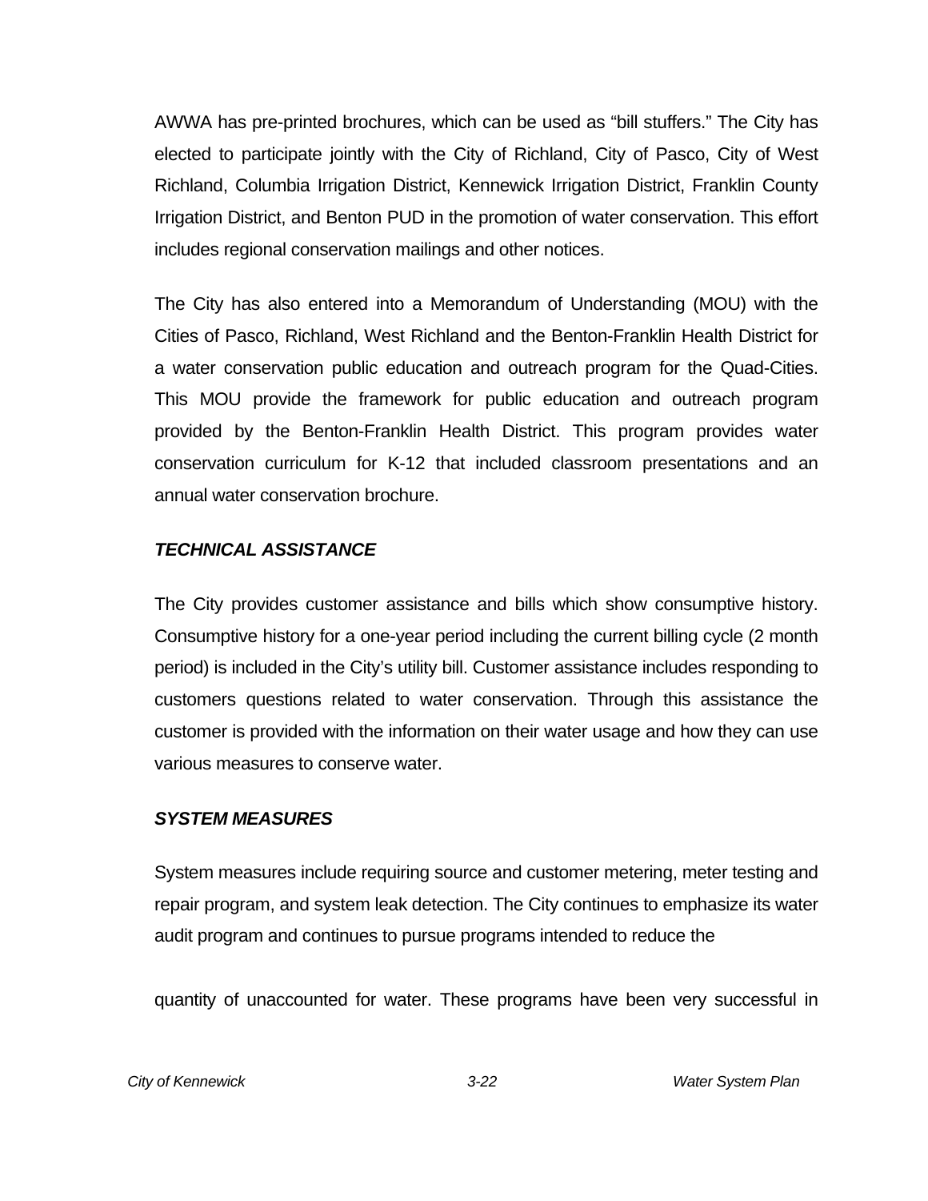AWWA has pre-printed brochures, which can be used as "bill stuffers." The City has elected to participate jointly with the City of Richland, City of Pasco, City of West Richland, Columbia Irrigation District, Kennewick Irrigation District, Franklin County Irrigation District, and Benton PUD in the promotion of water conservation. This effort includes regional conservation mailings and other notices.

The City has also entered into a Memorandum of Understanding (MOU) with the Cities of Pasco, Richland, West Richland and the Benton-Franklin Health District for a water conservation public education and outreach program for the Quad-Cities. This MOU provide the framework for public education and outreach program provided by the Benton-Franklin Health District. This program provides water conservation curriculum for K-12 that included classroom presentations and an annual water conservation brochure.

### *TECHNICAL ASSISTANCE*

The City provides customer assistance and bills which show consumptive history. Consumptive history for a one-year period including the current billing cycle (2 month period) is included in the City's utility bill. Customer assistance includes responding to customers questions related to water conservation. Through this assistance the customer is provided with the information on their water usage and how they can use various measures to conserve water.

### *SYSTEM MEASURES*

System measures include requiring source and customer metering, meter testing and repair program, and system leak detection. The City continues to emphasize its water audit program and continues to pursue programs intended to reduce the

quantity of unaccounted for water. These programs have been very successful in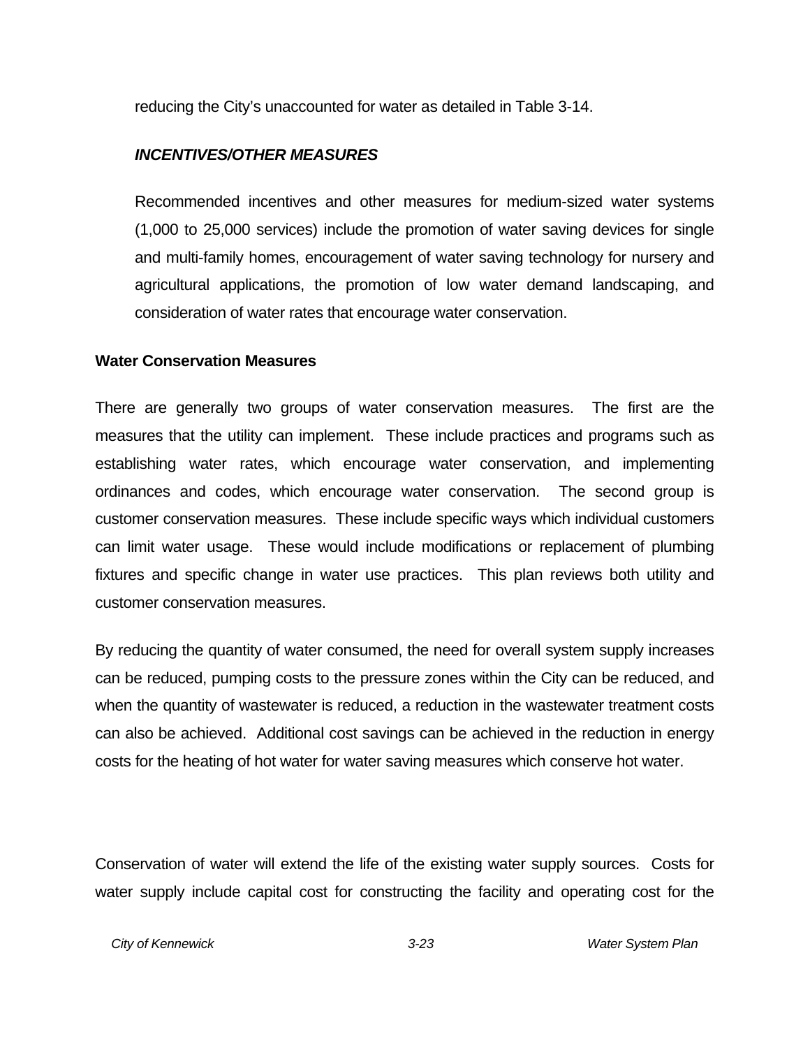reducing the City's unaccounted for water as detailed in Table 3-14.

***INCENTIVES/OTHER MEASURES***

Recommended incentives and other measures for medium-sized water systems (1,000 to 25,000 services) include the promotion of water saving devices for single and multi-family homes, encouragement of water saving technology for nursery and agricultural applications, the promotion of low water demand landscaping, and consideration of water rates that encourage water conservation.

**Water Conservation Measures**

There are generally two groups of water conservation measures. The first are the measures that the utility can implement. These include practices and programs such as establishing water rates, which encourage water conservation, and implementing ordinances and codes, which encourage water conservation. The second group is customer conservation measures. These include specific ways which individual customers can limit water usage. These would include modifications or replacement of plumbing fixtures and specific change in water use practices. This plan reviews both utility and customer conservation measures.

By reducing the quantity of water consumed, the need for overall system supply increases can be reduced, pumping costs to the pressure zones within the City can be reduced, and when the quantity of wastewater is reduced, a reduction in the wastewater treatment costs can also be achieved. Additional cost savings can be achieved in the reduction in energy costs for the heating of hot water for water saving measures which conserve hot water.

Conservation of water will extend the life of the existing water supply sources. Costs for water supply include capital cost for constructing the facility and operating cost for the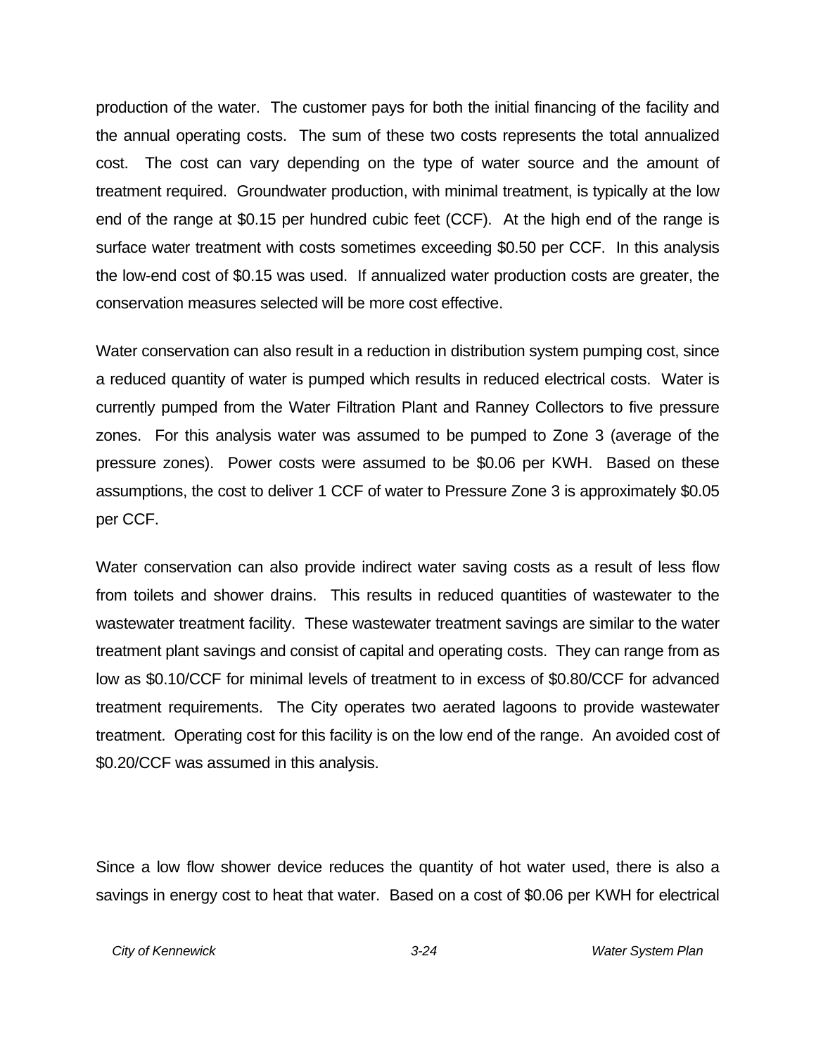production of the water. The customer pays for both the initial financing of the facility and the annual operating costs. The sum of these two costs represents the total annualized cost. The cost can vary depending on the type of water source and the amount of treatment required. Groundwater production, with minimal treatment, is typically at the low end of the range at $0.15 per hundred cubic feet (CCF). At the high end of the range is surface water treatment with costs sometimes exceeding $0.50 per CCF. In this analysis the low-end cost of $0.15 was used. If annualized water production costs are greater, the conservation measures selected will be more cost effective.

Water conservation can also result in a reduction in distribution system pumping cost, since a reduced quantity of water is pumped which results in reduced electrical costs. Water is currently pumped from the Water Filtration Plant and Ranney Collectors to five pressure zones. For this analysis water was assumed to be pumped to Zone 3 (average of the pressure zones). Power costs were assumed to be $0.06 per KWH. Based on these assumptions, the cost to deliver 1 CCF of water to Pressure Zone 3 is approximately $0.05 per CCF.

Water conservation can also provide indirect water saving costs as a result of less flow from toilets and shower drains. This results in reduced quantities of wastewater to the wastewater treatment facility. These wastewater treatment savings are similar to the water treatment plant savings and consist of capital and operating costs. They can range from as low as $0.10/CCF for minimal levels of treatment to in excess of $0.80/CCF for advanced treatment requirements. The City operates two aerated lagoons to provide wastewater treatment. Operating cost for this facility is on the low end of the range. An avoided cost of $0.20/CCF was assumed in this analysis.

Since a low flow shower device reduces the quantity of hot water used, there is also a savings in energy cost to heat that water. Based on a cost of $0.06 per KWH for electrical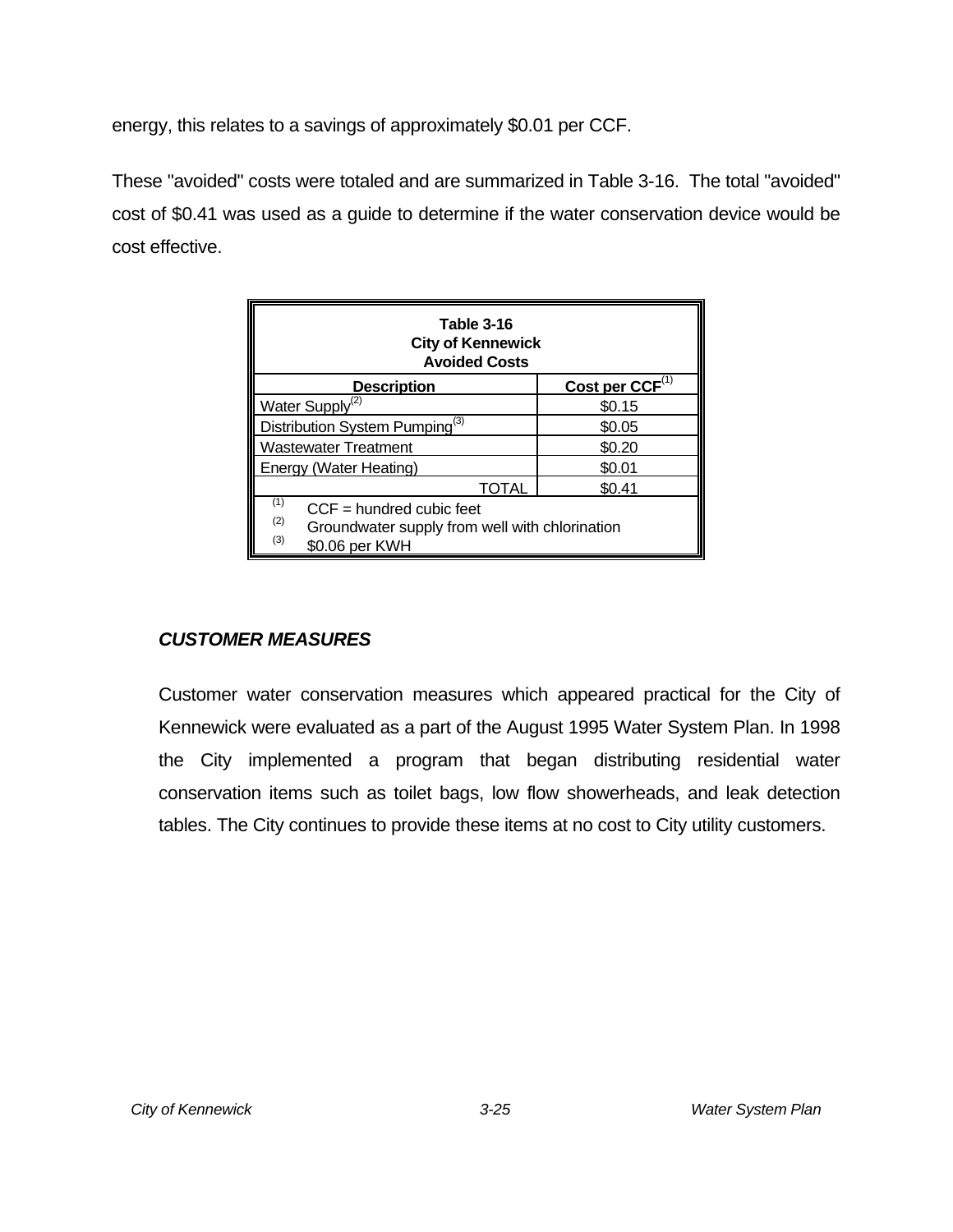energy, this relates to a savings of approximately $0.01 per CCF.

These "avoided" costs were totaled and are summarized in Table 3-16. The total "avoided" cost of $0.41 was used as a guide to determine if the water conservation device would be cost effective.

**Table 3-16**
**City of Kennewick**
**Avoided Costs**

| Description | Cost per CCF[1] |
|---|---|
| Water Supply[2] | $0.15 |
| Distribution System Pumping[3] | $0.05 |
| Wastewater Treatment | $0.20 |
| Energy (Water Heating) | $0.01 |
| TOTAL | $0.41 |

(1) CCF = hundred cubic feet
(2) Groundwater supply from well with chlorination
(3) $0.06 per KWH

***CUSTOMER MEASURES***

Customer water conservation measures which appeared practical for the City of Kennewick were evaluated as a part of the August 1995 Water System Plan. In 1998 the City implemented a program that began distributing residential water conservation items such as toilet bags, low flow showerheads, and leak detection tables. The City continues to provide these items at no cost to City utility customers.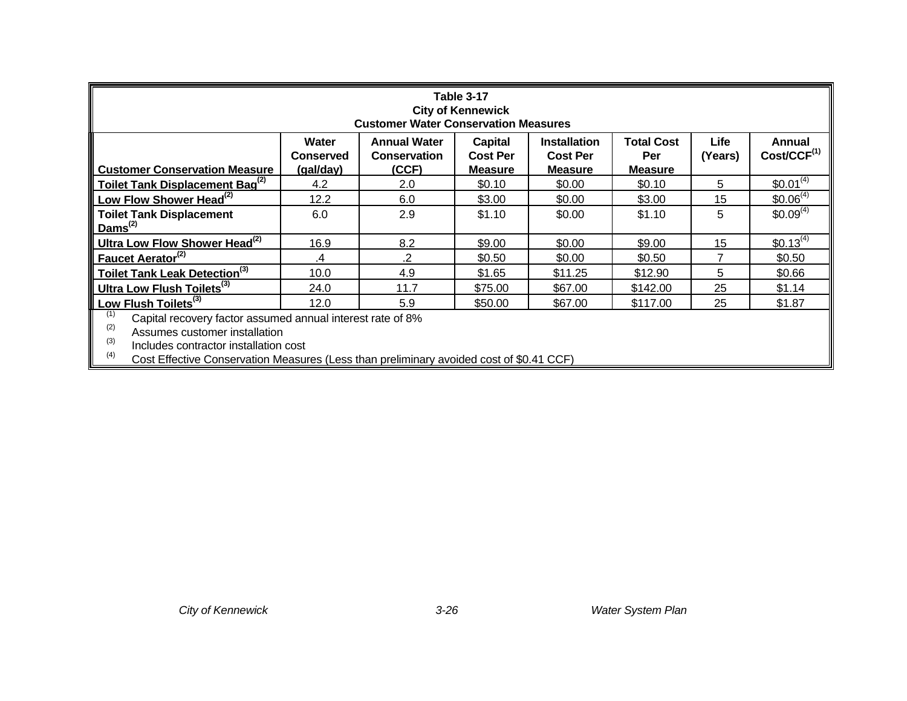**Table 3-17**
**City of Kennewick**
**Customer Water Conservation Measures**

| Customer Conservation Measure | Water Conserved (gal/day) | Annual Water Conservation (CCF) | Capital Cost Per Measure | Installation Cost Per Measure | Total Cost Per Measure | Life (Years) | Annual Cost/CCF[1] |
|---|---|---|---|---|---|---|---|
| **Toilet Tank Displacement Bag**[2] | 4.2 | 2.0 | $0.10 | $0.00 | $0.10 | 5 | $0.01[4] |
| **Low Flow Shower Head**[2] | 12.2 | 6.0 | $3.00 | $0.00 | $3.00 | 15 | $0.06[4] |
| **Toilet Tank Displacement Dams**[2] | 6.0 | 2.9 | $1.10 | $0.00 | $1.10 | 5 | $0.09[4] |
| **Ultra Low Flow Shower Head**[2] | 16.9 | 8.2 | $9.00 | $0.00 | $9.00 | 15 | $0.13[4] |
| **Faucet Aerator**[2] | .4 | .2 | $0.50 | $0.00 | $0.50 | 7 | $0.50 |
| **Toilet Tank Leak Detection**[3] | 10.0 | 4.9 | $1.65 | $11.25 | $12.90 | 5 | $0.66 |
| **Ultra Low Flush Toilets**[3] | 24.0 | 11.7 | $75.00 | $67.00 | $142.00 | 25 | $1.14 |
| **Low Flush Toilets**[3] | 12.0 | 5.9 | $50.00 | $67.00 | $117.00 | 25 | $1.87 |

[1] Capital recovery factor assumed annual interest rate of 8%
[2] Assumes customer installation
[3] Includes contractor installation cost
[4] Cost Effective Conservation Measures (Less than preliminary avoided cost of $0.41 CCF)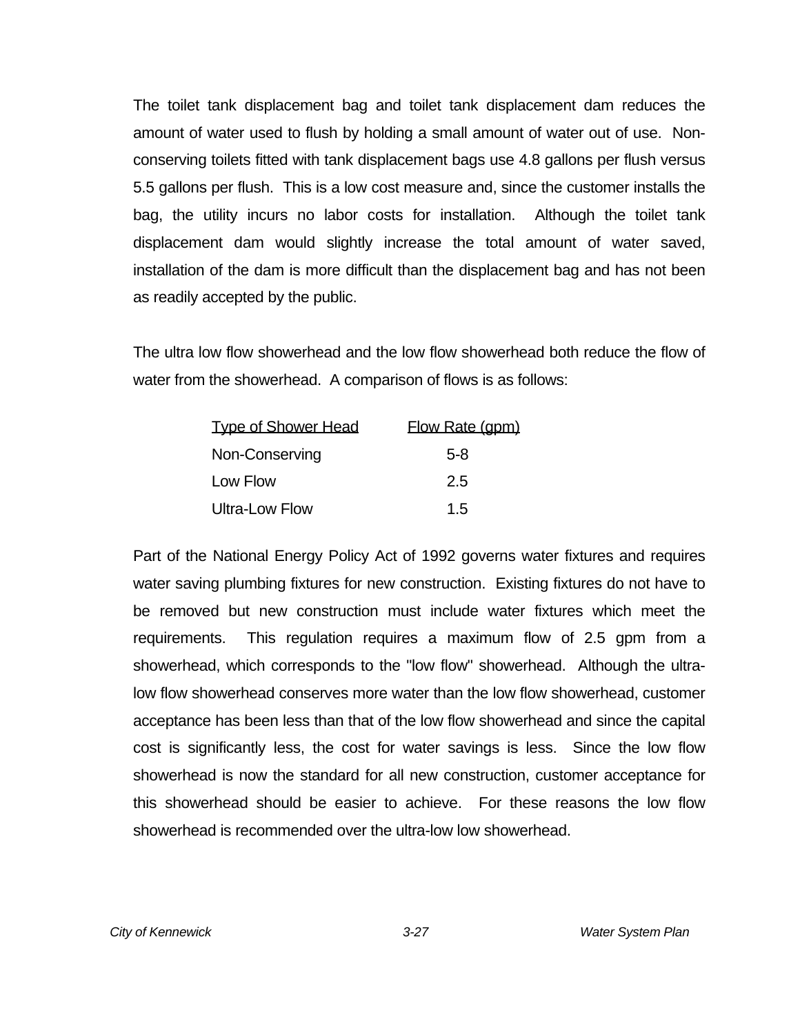The toilet tank displacement bag and toilet tank displacement dam reduces the amount of water used to flush by holding a small amount of water out of use. Non-conserving toilets fitted with tank displacement bags use 4.8 gallons per flush versus 5.5 gallons per flush. This is a low cost measure and, since the customer installs the bag, the utility incurs no labor costs for installation. Although the toilet tank displacement dam would slightly increase the total amount of water saved, installation of the dam is more difficult than the displacement bag and has not been as readily accepted by the public.

The ultra low flow showerhead and the low flow showerhead both reduce the flow of water from the showerhead. A comparison of flows is as follows:

| Type of Shower Head | Flow Rate (gpm) |
|---|---|
| Non-Conserving | 5-8 |
| Low Flow | 2.5 |
| Ultra-Low Flow | 1.5 |

Part of the National Energy Policy Act of 1992 governs water fixtures and requires water saving plumbing fixtures for new construction. Existing fixtures do not have to be removed but new construction must include water fixtures which meet the requirements. This regulation requires a maximum flow of 2.5 gpm from a showerhead, which corresponds to the "low flow" showerhead. Although the ultra-low flow showerhead conserves more water than the low flow showerhead, customer acceptance has been less than that of the low flow showerhead and since the capital cost is significantly less, the cost for water savings is less. Since the low flow showerhead is now the standard for all new construction, customer acceptance for this showerhead should be easier to achieve. For these reasons the low flow showerhead is recommended over the ultra-low low showerhead.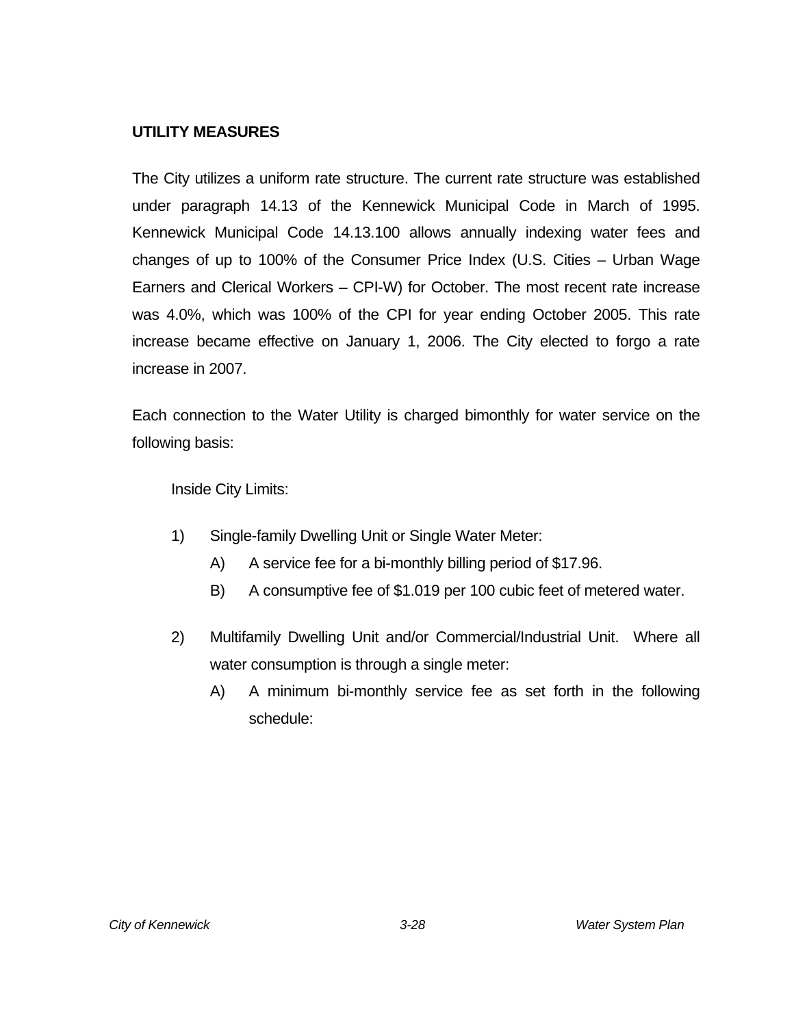## UTILITY MEASURES

The City utilizes a uniform rate structure. The current rate structure was established under paragraph 14.13 of the Kennewick Municipal Code in March of 1995. Kennewick Municipal Code 14.13.100 allows annually indexing water fees and changes of up to 100% of the Consumer Price Index (U.S. Cities – Urban Wage Earners and Clerical Workers – CPI-W) for October. The most recent rate increase was 4.0%, which was 100% of the CPI for year ending October 2005. This rate increase became effective on January 1, 2006. The City elected to forgo a rate increase in 2007.

Each connection to the Water Utility is charged bimonthly for water service on the following basis:

Inside City Limits:

1) Single-family Dwelling Unit or Single Water Meter:
   - A) A service fee for a bi-monthly billing period of $17.96.
   - B) A consumptive fee of $1.019 per 100 cubic feet of metered water.

2) Multifamily Dwelling Unit and/or Commercial/Industrial Unit. Where all water consumption is through a single meter:
   - A) A minimum bi-monthly service fee as set forth in the following schedule: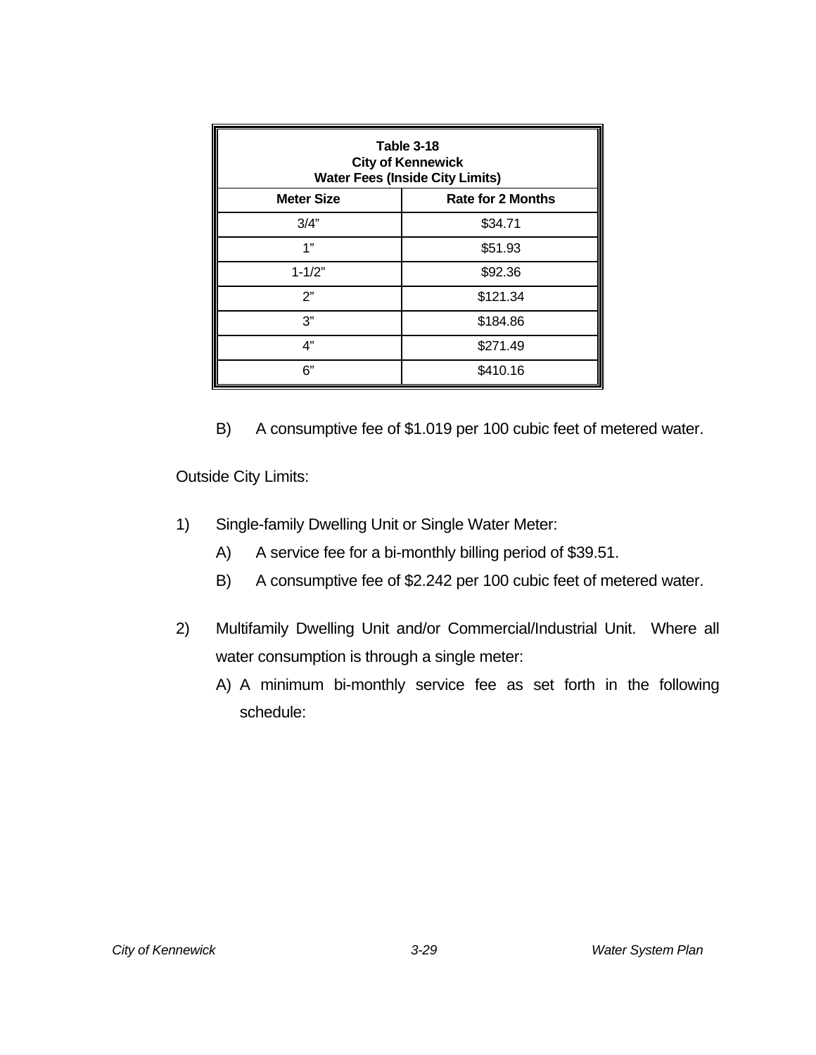| Table 3-18<br>City of Kennewick<br>Water Fees (Inside City Limits) | |
|---|---|
| **Meter Size** | **Rate for 2 Months** |
| 3/4” | $34.71 |
| 1” | $51.93 |
| 1-1/2” | $92.36 |
| 2” | $121.34 |
| 3” | $184.86 |
| 4” | $271.49 |
| 6” | $410.16 |

B) A consumptive fee of $1.019 per 100 cubic feet of metered water.

Outside City Limits:

1) Single-family Dwelling Unit or Single Water Meter:

   A) A service fee for a bi-monthly billing period of $39.51.

   B) A consumptive fee of $2.242 per 100 cubic feet of metered water.

2) Multifamily Dwelling Unit and/or Commercial/Industrial Unit. Where all water consumption is through a single meter:

   A) A minimum bi-monthly service fee as set forth in the following schedule: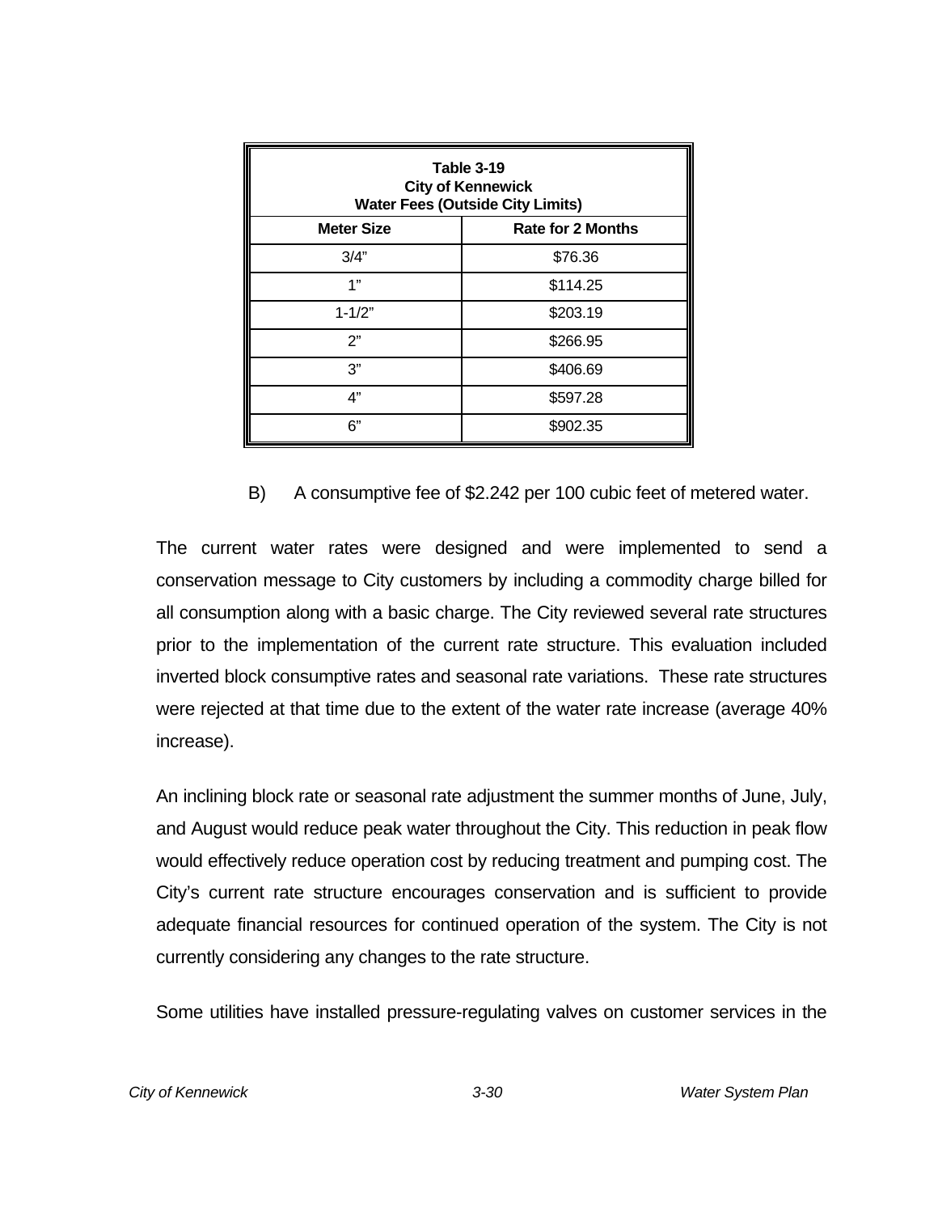**Table 3-19**
**City of Kennewick**
**Water Fees (Outside City Limits)**

| Meter Size | Rate for 2 Months |
|---|---|
| 3/4" | $76.36 |
| 1" | $114.25 |
| 1-1/2" | $203.19 |
| 2" | $266.95 |
| 3" | $406.69 |
| 4" | $597.28 |
| 6" | $902.35 |

B) A consumptive fee of $2.242 per 100 cubic feet of metered water.

The current water rates were designed and were implemented to send a conservation message to City customers by including a commodity charge billed for all consumption along with a basic charge. The City reviewed several rate structures prior to the implementation of the current rate structure. This evaluation included inverted block consumptive rates and seasonal rate variations. These rate structures were rejected at that time due to the extent of the water rate increase (average 40% increase).

An inclining block rate or seasonal rate adjustment the summer months of June, July, and August would reduce peak water throughout the City. This reduction in peak flow would effectively reduce operation cost by reducing treatment and pumping cost. The City's current rate structure encourages conservation and is sufficient to provide adequate financial resources for continued operation of the system. The City is not currently considering any changes to the rate structure.

Some utilities have installed pressure-regulating valves on customer services in the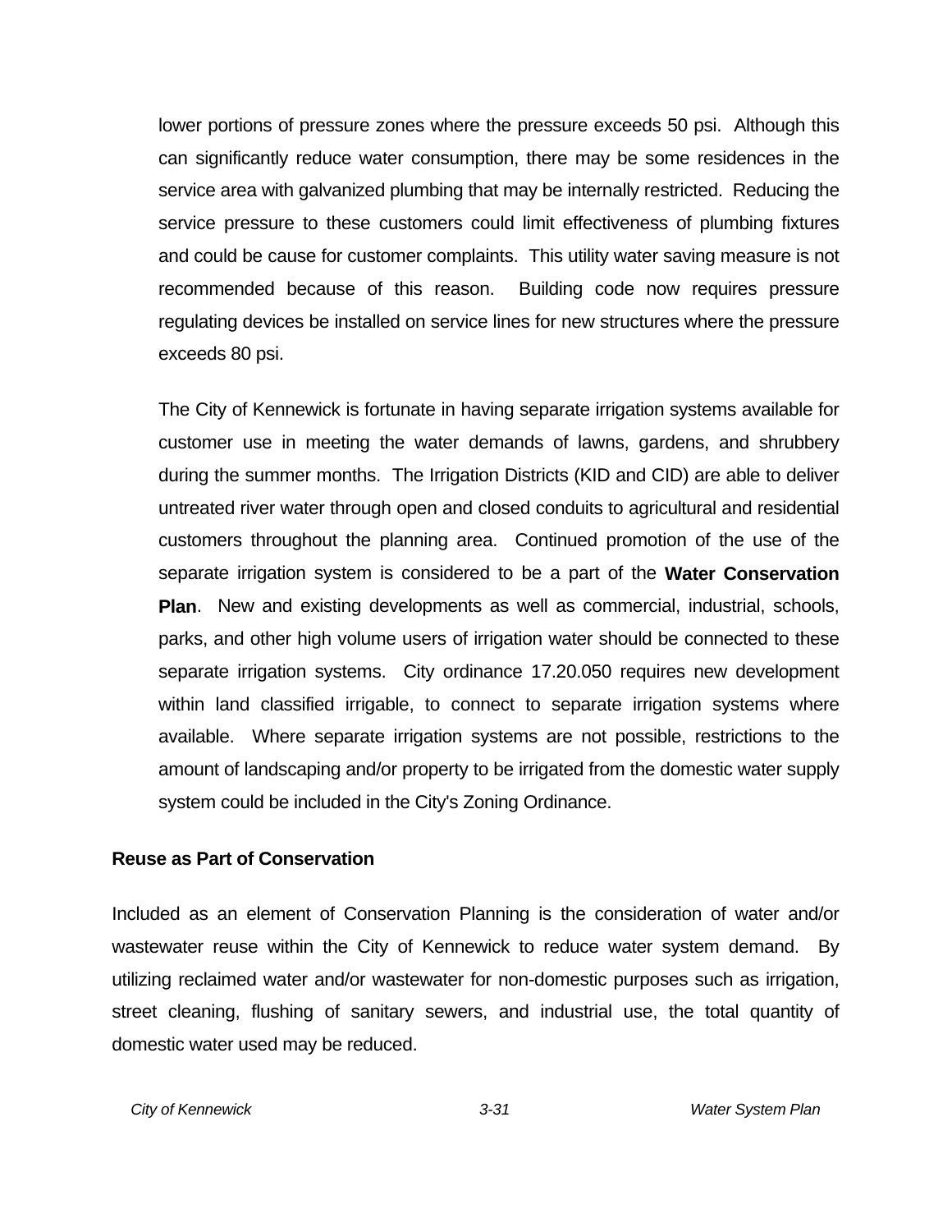lower portions of pressure zones where the pressure exceeds 50 psi. Although this can significantly reduce water consumption, there may be some residences in the service area with galvanized plumbing that may be internally restricted. Reducing the service pressure to these customers could limit effectiveness of plumbing fixtures and could be cause for customer complaints. This utility water saving measure is not recommended because of this reason. Building code now requires pressure regulating devices be installed on service lines for new structures where the pressure exceeds 80 psi.

The City of Kennewick is fortunate in having separate irrigation systems available for customer use in meeting the water demands of lawns, gardens, and shrubbery during the summer months. The Irrigation Districts (KID and CID) are able to deliver untreated river water through open and closed conduits to agricultural and residential customers throughout the planning area. Continued promotion of the use of the separate irrigation system is considered to be a part of the **Water Conservation Plan**. New and existing developments as well as commercial, industrial, schools, parks, and other high volume users of irrigation water should be connected to these separate irrigation systems. City ordinance 17.20.050 requires new development within land classified irrigable, to connect to separate irrigation systems where available. Where separate irrigation systems are not possible, restrictions to the amount of landscaping and/or property to be irrigated from the domestic water supply system could be included in the City's Zoning Ordinance.

### Reuse as Part of Conservation

Included as an element of Conservation Planning is the consideration of water and/or wastewater reuse within the City of Kennewick to reduce water system demand. By utilizing reclaimed water and/or wastewater for non-domestic purposes such as irrigation, street cleaning, flushing of sanitary sewers, and industrial use, the total quantity of domestic water used may be reduced.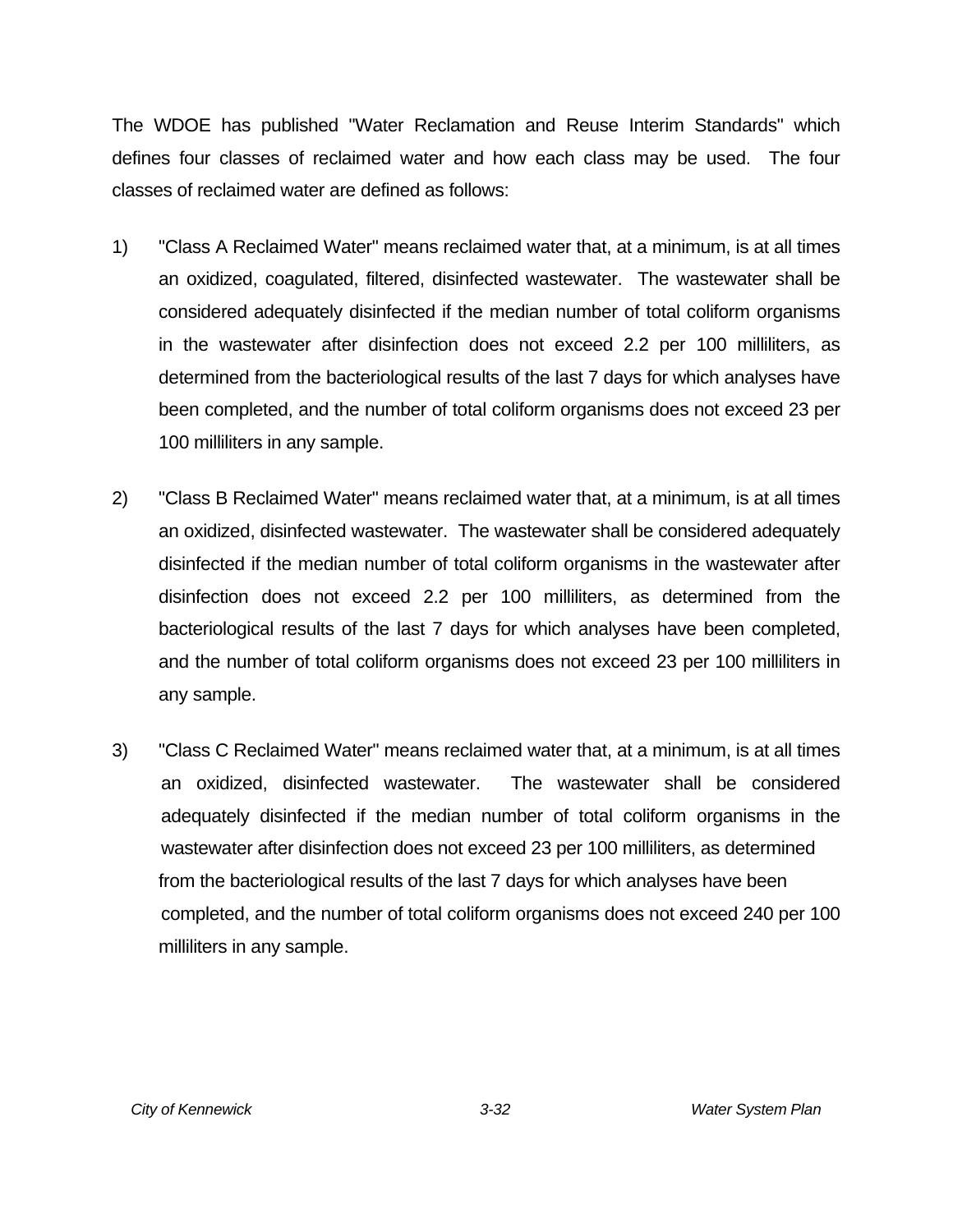The WDOE has published "Water Reclamation and Reuse Interim Standards" which defines four classes of reclaimed water and how each class may be used. The four classes of reclaimed water are defined as follows:

1) "Class A Reclaimed Water" means reclaimed water that, at a minimum, is at all times an oxidized, coagulated, filtered, disinfected wastewater. The wastewater shall be considered adequately disinfected if the median number of total coliform organisms in the wastewater after disinfection does not exceed 2.2 per 100 milliliters, as determined from the bacteriological results of the last 7 days for which analyses have been completed, and the number of total coliform organisms does not exceed 23 per 100 milliliters in any sample.

2) "Class B Reclaimed Water" means reclaimed water that, at a minimum, is at all times an oxidized, disinfected wastewater. The wastewater shall be considered adequately disinfected if the median number of total coliform organisms in the wastewater after disinfection does not exceed 2.2 per 100 milliliters, as determined from the bacteriological results of the last 7 days for which analyses have been completed, and the number of total coliform organisms does not exceed 23 per 100 milliliters in any sample.

3) "Class C Reclaimed Water" means reclaimed water that, at a minimum, is at all times an oxidized, disinfected wastewater. The wastewater shall be considered adequately disinfected if the median number of total coliform organisms in the wastewater after disinfection does not exceed 23 per 100 milliliters, as determined from the bacteriological results of the last 7 days for which analyses have been completed, and the number of total coliform organisms does not exceed 240 per 100 milliliters in any sample.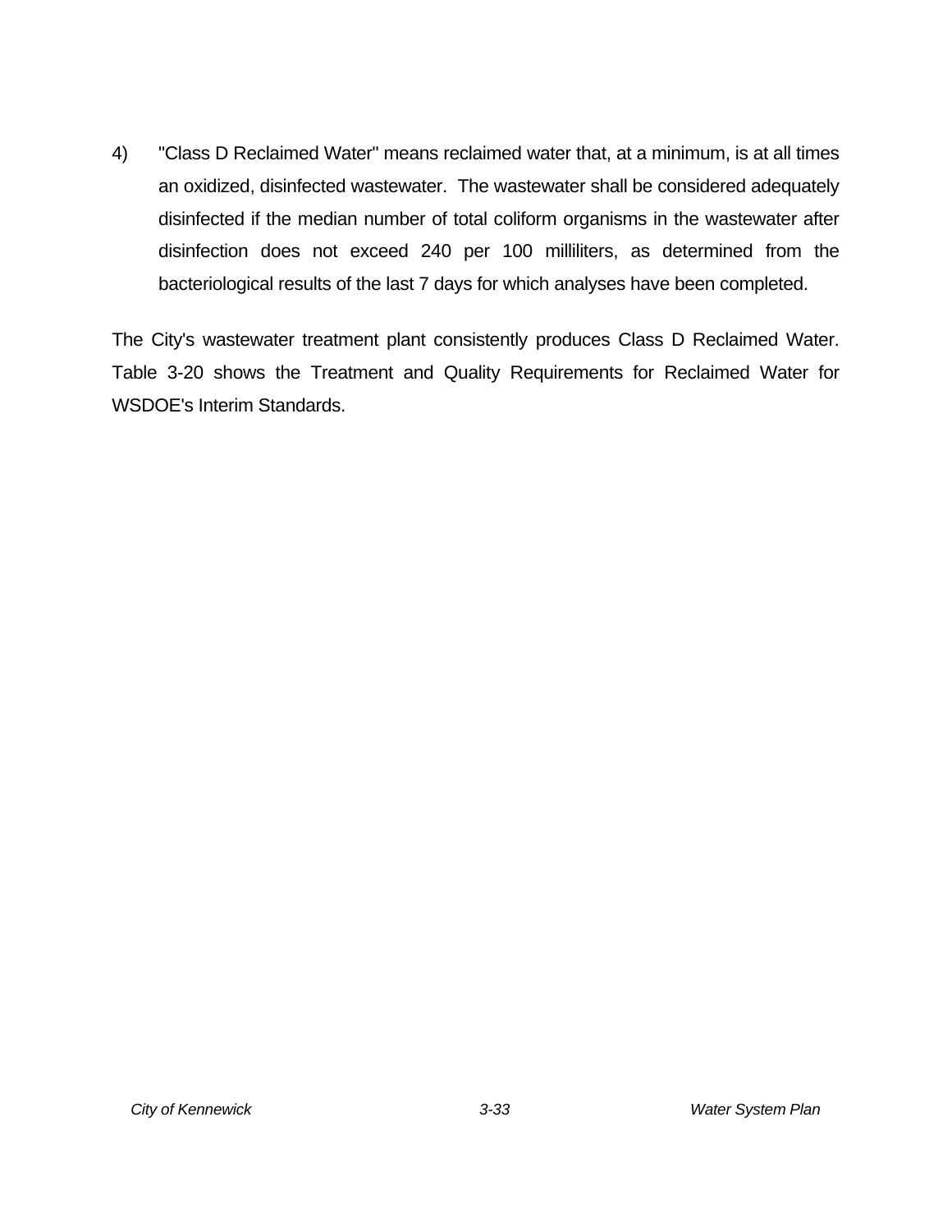4) "Class D Reclaimed Water" means reclaimed water that, at a minimum, is at all times an oxidized, disinfected wastewater. The wastewater shall be considered adequately disinfected if the median number of total coliform organisms in the wastewater after disinfection does not exceed 240 per 100 milliliters, as determined from the bacteriological results of the last 7 days for which analyses have been completed.

The City's wastewater treatment plant consistently produces Class D Reclaimed Water. Table 3-20 shows the Treatment and Quality Requirements for Reclaimed Water for WSDOE's Interim Standards.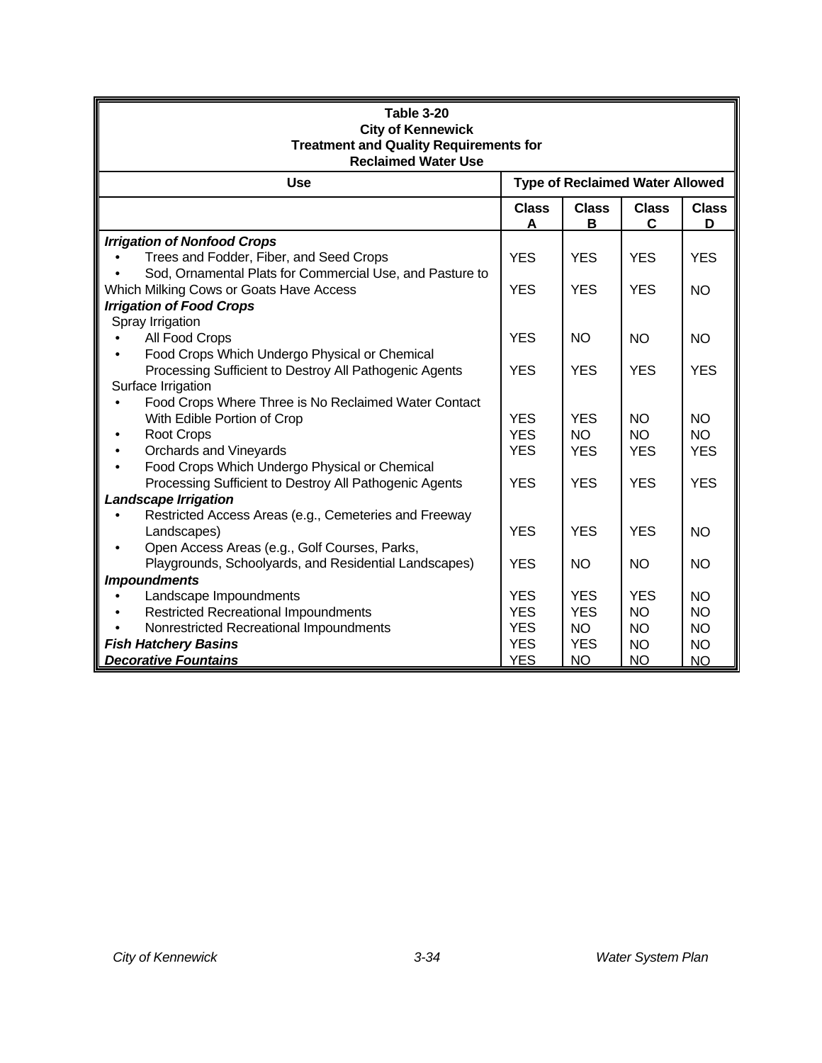**Table 3-20**
**City of Kennewick**
**Treatment and Quality Requirements for Reclaimed Water Use**

| Use | Type of Reclaimed Water Allowed | | | |
|---|---|---|---|---|
| | **Class A** | **Class B** | **Class C** | **Class D** |
| ***Irrigation of Nonfood Crops*** | | | | |
| • Trees and Fodder, Fiber, and Seed Crops | YES | YES | YES | YES |
| • Sod, Ornamental Plats for Commercial Use, and Pasture to Which Milking Cows or Goats Have Access | YES | YES | YES | NO |
| ***Irrigation of Food Crops*** | | | | |
| Spray Irrigation | | | | |
| • All Food Crops | YES | NO | NO | NO |
| • Food Crops Which Undergo Physical or Chemical Processing Sufficient to Destroy All Pathogenic Agents | YES | YES | YES | YES |
| Surface Irrigation | | | | |
| • Food Crops Where Three is No Reclaimed Water Contact With Edible Portion of Crop | YES | YES | NO | NO |
| • Root Crops | YES | NO | NO | NO |
| • Orchards and Vineyards | YES | YES | YES | YES |
| • Food Crops Which Undergo Physical or Chemical Processing Sufficient to Destroy All Pathogenic Agents | YES | YES | YES | YES |
| ***Landscape Irrigation*** | | | | |
| • Restricted Access Areas (e.g., Cemeteries and Freeway Landscapes) | YES | YES | YES | NO |
| • Open Access Areas (e.g., Golf Courses, Parks, Playgrounds, Schoolyards, and Residential Landscapes) | YES | NO | NO | NO |
| ***Impoundments*** | | | | |
| • Landscape Impoundments | YES | YES | YES | NO |
| • Restricted Recreational Impoundments | YES | YES | NO | NO |
| • Nonrestricted Recreational Impoundments | YES | NO | NO | NO |
| ***Fish Hatchery Basins*** | YES | YES | NO | NO |
| ***Decorative Fountains*** | YES | NO | NO | NO |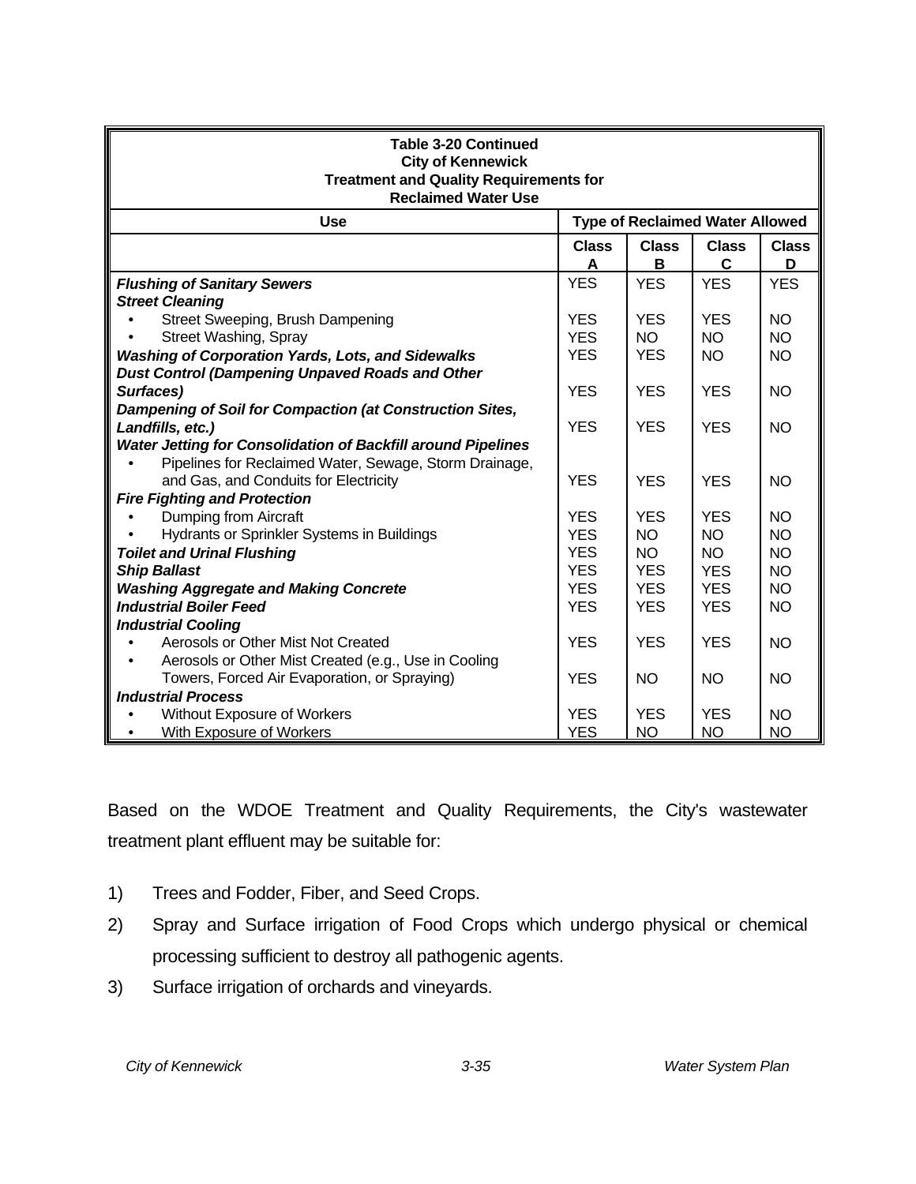**Table 3-20 Continued**
**City of Kennewick**
**Treatment and Quality Requirements for**
**Reclaimed Water Use**

| Use | Type of Reclaimed Water Allowed | | | |
|---|---|---|---|---|
| | Class A | Class B | Class C | Class D |
| ***Flushing of Sanitary Sewers*** | YES | YES | YES | YES |
| ***Street Cleaning*** | | | | |
| • Street Sweeping, Brush Dampening | YES | YES | YES | NO |
| • Street Washing, Spray | YES | NO | NO | NO |
| ***Washing of Corporation Yards, Lots, and Sidewalks*** | YES | YES | NO | NO |
| ***Dust Control (Dampening Unpaved Roads and Other Surfaces)*** | YES | YES | YES | NO |
| ***Dampening of Soil for Compaction (at Construction Sites, Landfills, etc.)*** | YES | YES | YES | NO |
| ***Water Jetting for Consolidation of Backfill around Pipelines*** | | | | |
| • Pipelines for Reclaimed Water, Sewage, Storm Drainage, and Gas, and Conduits for Electricity | YES | YES | YES | NO |
| ***Fire Fighting and Protection*** | | | | |
| • Dumping from Aircraft | YES | YES | YES | NO |
| • Hydrants or Sprinkler Systems in Buildings | YES | NO | NO | NO |
| ***Toilet and Urinal Flushing*** | YES | NO | NO | NO |
| ***Ship Ballast*** | YES | YES | YES | NO |
| ***Washing Aggregate and Making Concrete*** | YES | YES | YES | NO |
| ***Industrial Boiler Feed*** | YES | YES | YES | NO |
| ***Industrial Cooling*** | | | | |
| • Aerosols or Other Mist Not Created | YES | YES | YES | NO |
| • Aerosols or Other Mist Created (e.g., Use in Cooling Towers, Forced Air Evaporation, or Spraying) | YES | NO | NO | NO |
| ***Industrial Process*** | | | | |
| • Without Exposure of Workers | YES | YES | YES | NO |
| • With Exposure of Workers | YES | NO | NO | NO |

Based on the WDOE Treatment and Quality Requirements, the City's wastewater treatment plant effluent may be suitable for:

1) Trees and Fodder, Fiber, and Seed Crops.
2) Spray and Surface irrigation of Food Crops which undergo physical or chemical processing sufficient to destroy all pathogenic agents.
3) Surface irrigation of orchards and vineyards.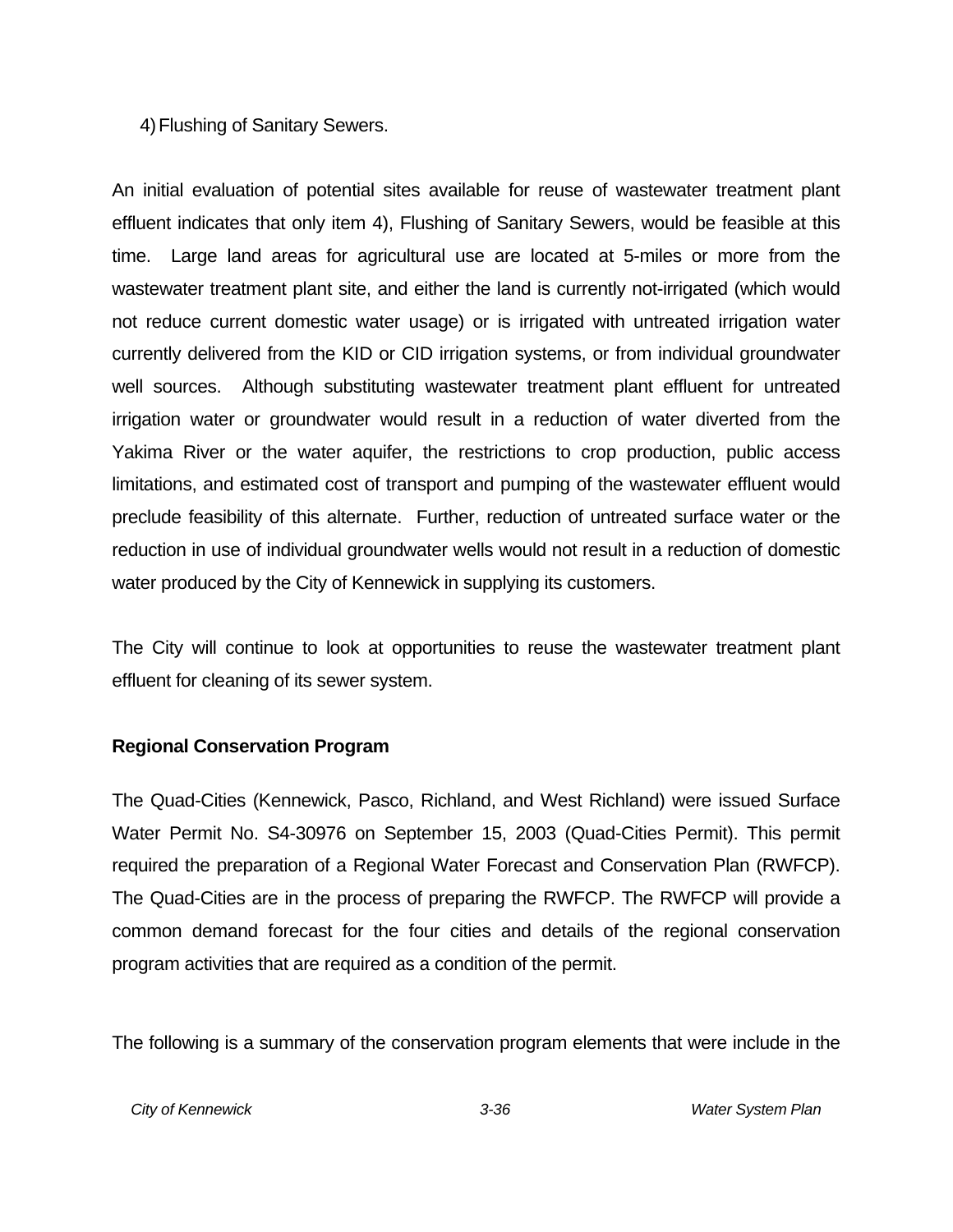4) Flushing of Sanitary Sewers.

An initial evaluation of potential sites available for reuse of wastewater treatment plant effluent indicates that only item 4), Flushing of Sanitary Sewers, would be feasible at this time. Large land areas for agricultural use are located at 5-miles or more from the wastewater treatment plant site, and either the land is currently not-irrigated (which would not reduce current domestic water usage) or is irrigated with untreated irrigation water currently delivered from the KID or CID irrigation systems, or from individual groundwater well sources. Although substituting wastewater treatment plant effluent for untreated irrigation water or groundwater would result in a reduction of water diverted from the Yakima River or the water aquifer, the restrictions to crop production, public access limitations, and estimated cost of transport and pumping of the wastewater effluent would preclude feasibility of this alternate. Further, reduction of untreated surface water or the reduction in use of individual groundwater wells would not result in a reduction of domestic water produced by the City of Kennewick in supplying its customers.

The City will continue to look at opportunities to reuse the wastewater treatment plant effluent for cleaning of its sewer system.

**Regional Conservation Program**

The Quad-Cities (Kennewick, Pasco, Richland, and West Richland) were issued Surface Water Permit No. S4-30976 on September 15, 2003 (Quad-Cities Permit). This permit required the preparation of a Regional Water Forecast and Conservation Plan (RWFCP). The Quad-Cities are in the process of preparing the RWFCP. The RWFCP will provide a common demand forecast for the four cities and details of the regional conservation program activities that are required as a condition of the permit.

The following is a summary of the conservation program elements that were include in the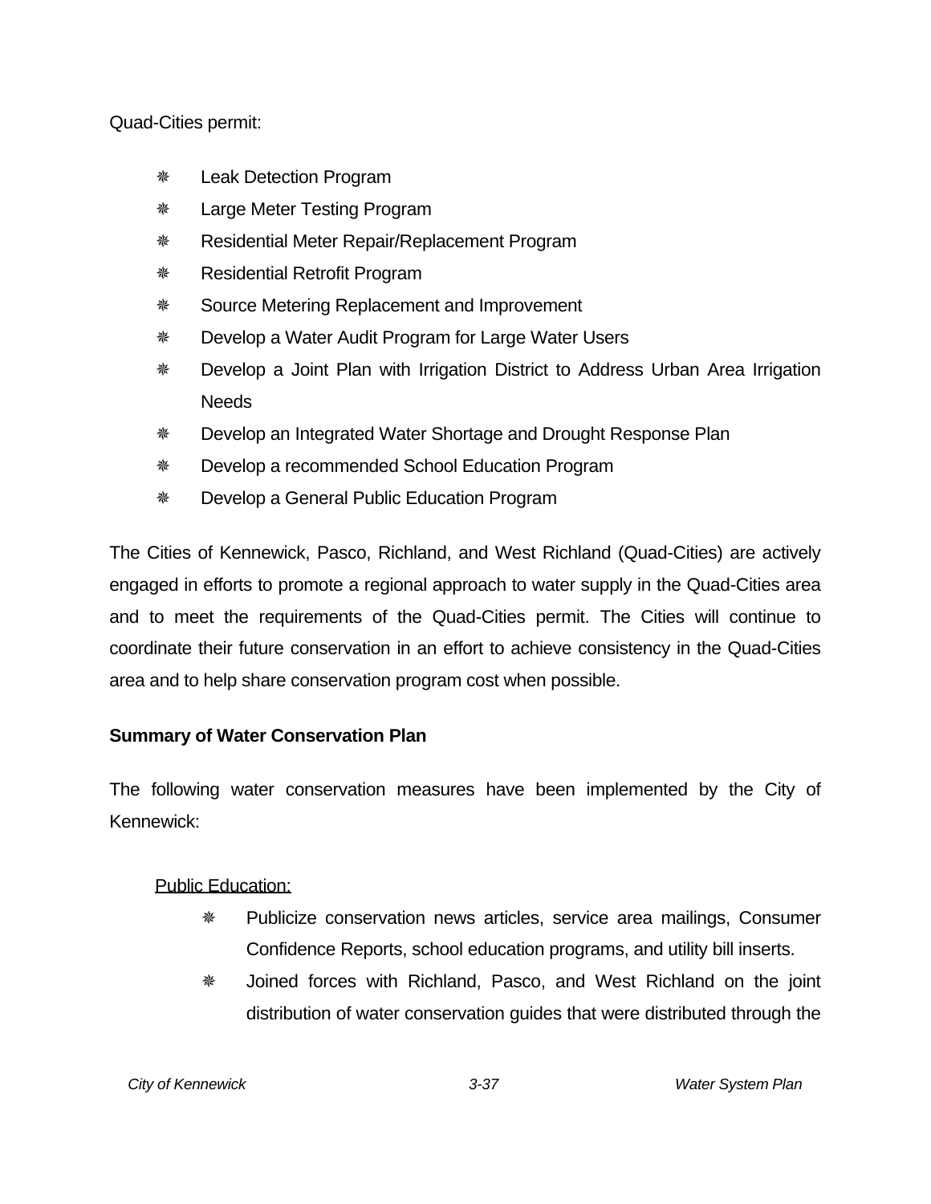Quad-Cities permit:

- Leak Detection Program
- Large Meter Testing Program
- Residential Meter Repair/Replacement Program
- Residential Retrofit Program
- Source Metering Replacement and Improvement
- Develop a Water Audit Program for Large Water Users
- Develop a Joint Plan with Irrigation District to Address Urban Area Irrigation Needs
- Develop an Integrated Water Shortage and Drought Response Plan
- Develop a recommended School Education Program
- Develop a General Public Education Program

The Cities of Kennewick, Pasco, Richland, and West Richland (Quad-Cities) are actively engaged in efforts to promote a regional approach to water supply in the Quad-Cities area and to meet the requirements of the Quad-Cities permit. The Cities will continue to coordinate their future conservation in an effort to achieve consistency in the Quad-Cities area and to help share conservation program cost when possible.

**Summary of Water Conservation Plan**

The following water conservation measures have been implemented by the City of Kennewick:

Public Education:

- Publicize conservation news articles, service area mailings, Consumer Confidence Reports, school education programs, and utility bill inserts.
- Joined forces with Richland, Pasco, and West Richland on the joint distribution of water conservation guides that were distributed through the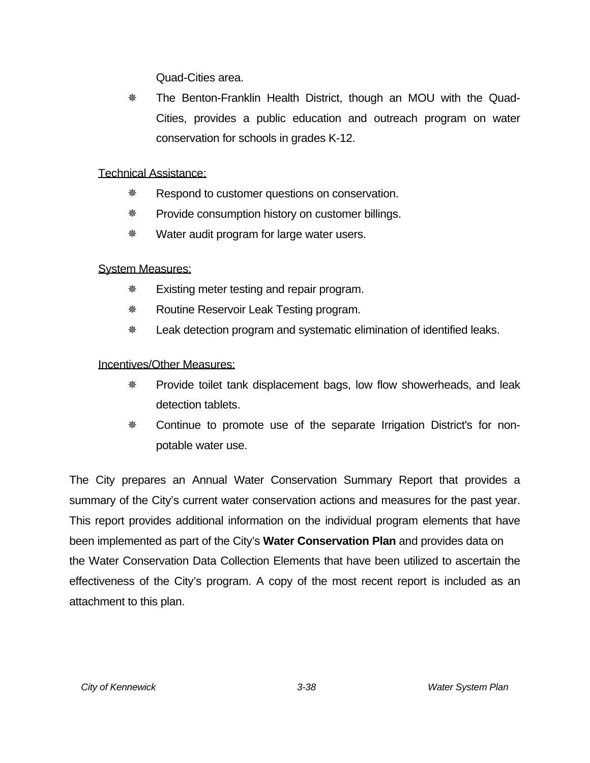Quad-Cities area.

- The Benton-Franklin Health District, though an MOU with the Quad-Cities, provides a public education and outreach program on water conservation for schools in grades K-12.

<u>Technical Assistance:</u>

- Respond to customer questions on conservation.
- Provide consumption history on customer billings.
- Water audit program for large water users.

<u>System Measures:</u>

- Existing meter testing and repair program.
- Routine Reservoir Leak Testing program.
- Leak detection program and systematic elimination of identified leaks.

<u>Incentives/Other Measures:</u>

- Provide toilet tank displacement bags, low flow showerheads, and leak detection tablets.
- Continue to promote use of the separate Irrigation District's for non-potable water use.

The City prepares an Annual Water Conservation Summary Report that provides a summary of the City's current water conservation actions and measures for the past year. This report provides additional information on the individual program elements that have been implemented as part of the City's **Water Conservation Plan** and provides data on the Water Conservation Data Collection Elements that have been utilized to ascertain the effectiveness of the City's program. A copy of the most recent report is included as an attachment to this plan.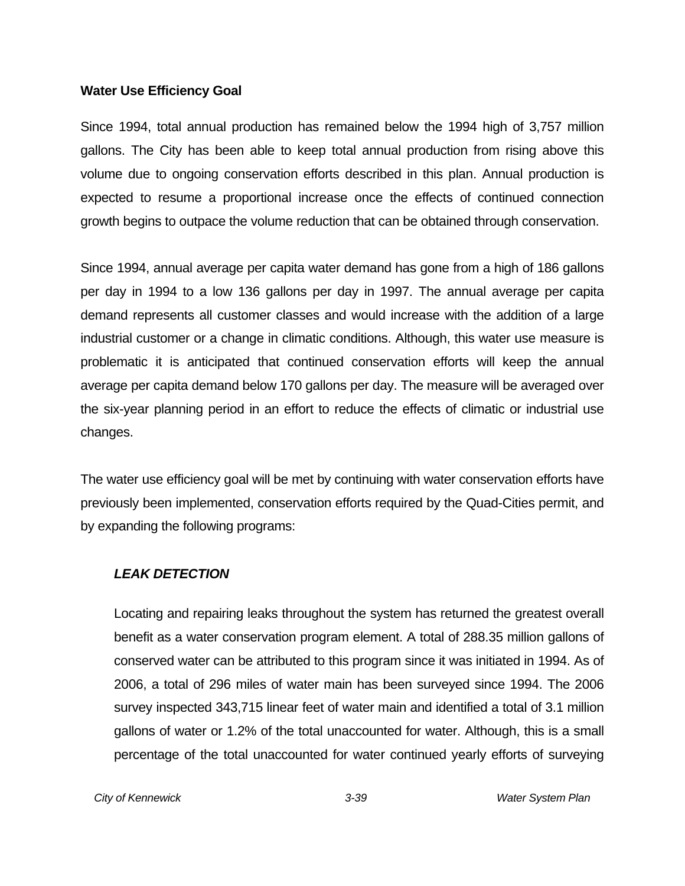**Water Use Efficiency Goal**

Since 1994, total annual production has remained below the 1994 high of 3,757 million gallons. The City has been able to keep total annual production from rising above this volume due to ongoing conservation efforts described in this plan. Annual production is expected to resume a proportional increase once the effects of continued connection growth begins to outpace the volume reduction that can be obtained through conservation.

Since 1994, annual average per capita water demand has gone from a high of 186 gallons per day in 1994 to a low 136 gallons per day in 1997. The annual average per capita demand represents all customer classes and would increase with the addition of a large industrial customer or a change in climatic conditions. Although, this water use measure is problematic it is anticipated that continued conservation efforts will keep the annual average per capita demand below 170 gallons per day. The measure will be averaged over the six-year planning period in an effort to reduce the effects of climatic or industrial use changes.

The water use efficiency goal will be met by continuing with water conservation efforts have previously been implemented, conservation efforts required by the Quad-Cities permit, and by expanding the following programs:

***LEAK DETECTION***

Locating and repairing leaks throughout the system has returned the greatest overall benefit as a water conservation program element. A total of 288.35 million gallons of conserved water can be attributed to this program since it was initiated in 1994. As of 2006, a total of 296 miles of water main has been surveyed since 1994. The 2006 survey inspected 343,715 linear feet of water main and identified a total of 3.1 million gallons of water or 1.2% of the total unaccounted for water. Although, this is a small percentage of the total unaccounted for water continued yearly efforts of surveying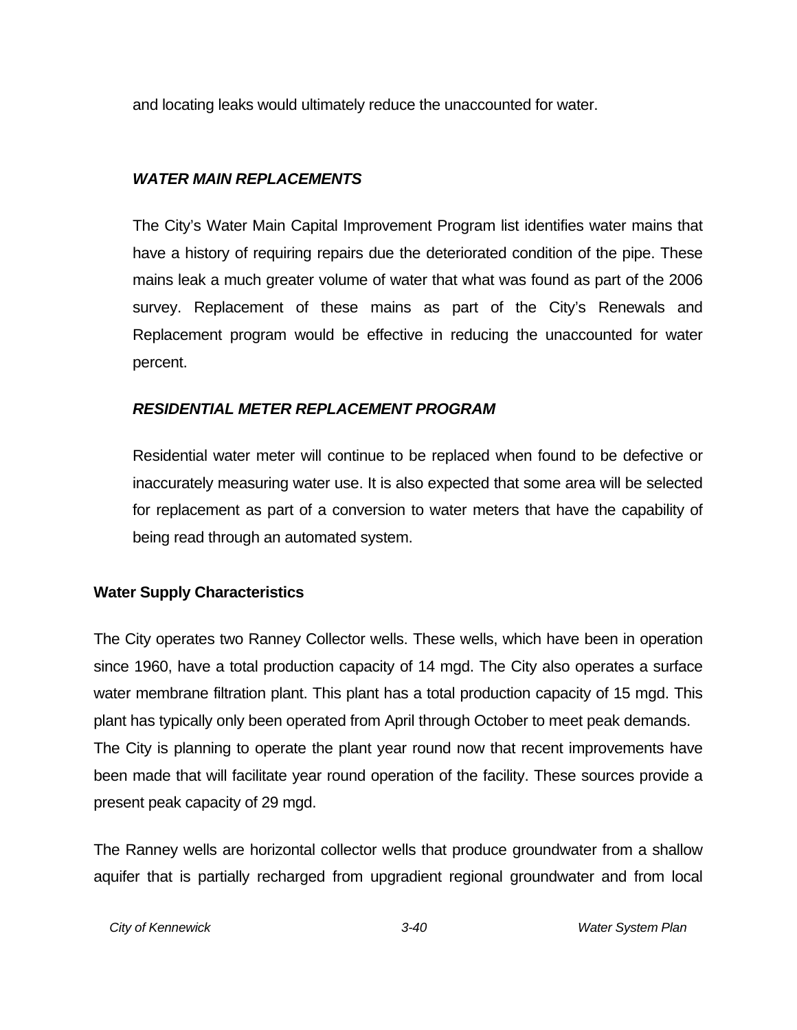and locating leaks would ultimately reduce the unaccounted for water.

#### *WATER MAIN REPLACEMENTS*

The City's Water Main Capital Improvement Program list identifies water mains that have a history of requiring repairs due the deteriorated condition of the pipe. These mains leak a much greater volume of water that what was found as part of the 2006 survey. Replacement of these mains as part of the City's Renewals and Replacement program would be effective in reducing the unaccounted for water percent.

#### *RESIDENTIAL METER REPLACEMENT PROGRAM*

Residential water meter will continue to be replaced when found to be defective or inaccurately measuring water use. It is also expected that some area will be selected for replacement as part of a conversion to water meters that have the capability of being read through an automated system.

### Water Supply Characteristics

The City operates two Ranney Collector wells. These wells, which have been in operation since 1960, have a total production capacity of 14 mgd. The City also operates a surface water membrane filtration plant. This plant has a total production capacity of 15 mgd. This plant has typically only been operated from April through October to meet peak demands. The City is planning to operate the plant year round now that recent improvements have been made that will facilitate year round operation of the facility. These sources provide a present peak capacity of 29 mgd.

The Ranney wells are horizontal collector wells that produce groundwater from a shallow aquifer that is partially recharged from upgradient regional groundwater and from local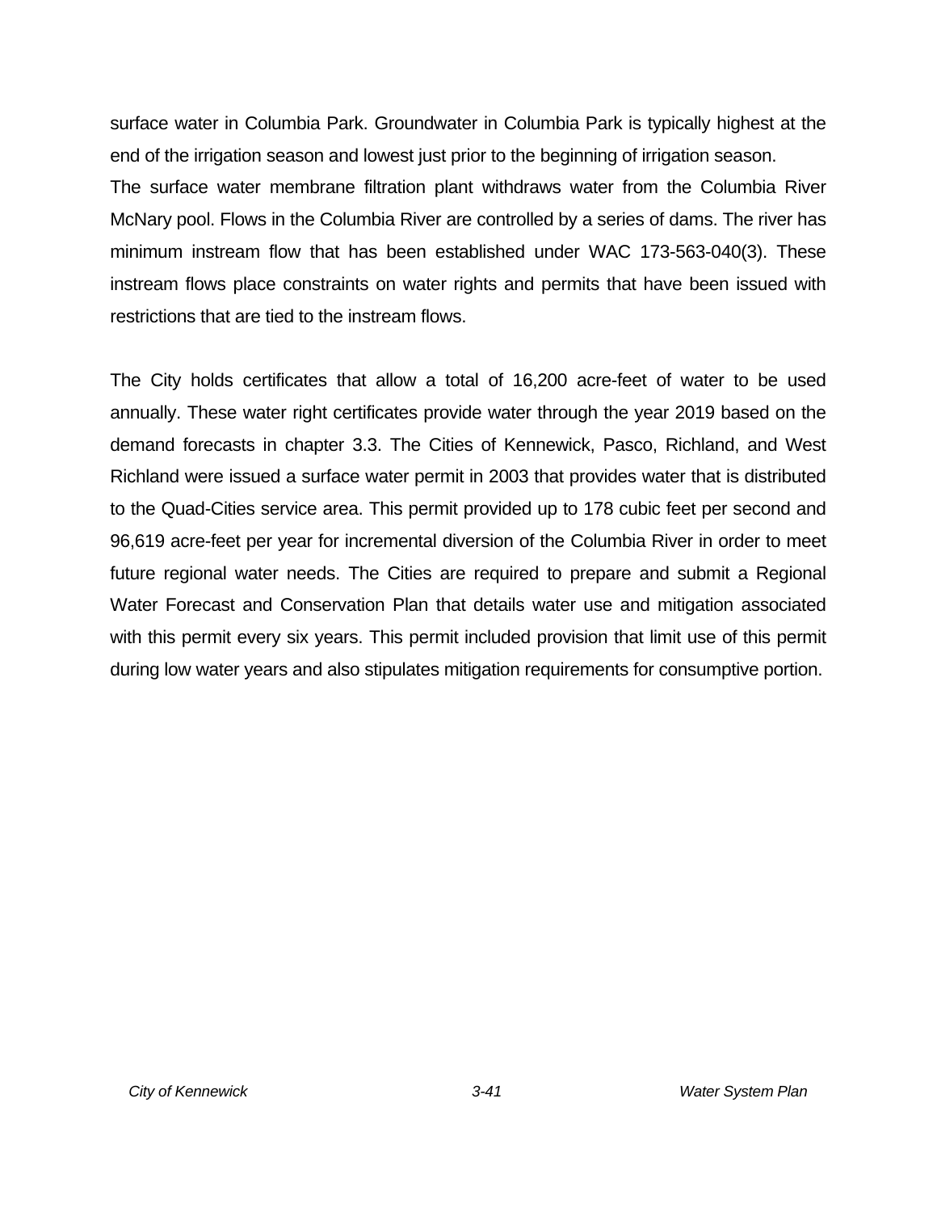surface water in Columbia Park. Groundwater in Columbia Park is typically highest at the end of the irrigation season and lowest just prior to the beginning of irrigation season.
The surface water membrane filtration plant withdraws water from the Columbia River McNary pool. Flows in the Columbia River are controlled by a series of dams. The river has minimum instream flow that has been established under WAC 173-563-040(3). These instream flows place constraints on water rights and permits that have been issued with restrictions that are tied to the instream flows.

The City holds certificates that allow a total of 16,200 acre-feet of water to be used annually. These water right certificates provide water through the year 2019 based on the demand forecasts in chapter 3.3. The Cities of Kennewick, Pasco, Richland, and West Richland were issued a surface water permit in 2003 that provides water that is distributed to the Quad-Cities service area. This permit provided up to 178 cubic feet per second and 96,619 acre-feet per year for incremental diversion of the Columbia River in order to meet future regional water needs. The Cities are required to prepare and submit a Regional Water Forecast and Conservation Plan that details water use and mitigation associated with this permit every six years. This permit included provision that limit use of this permit during low water years and also stipulates mitigation requirements for consumptive portion.